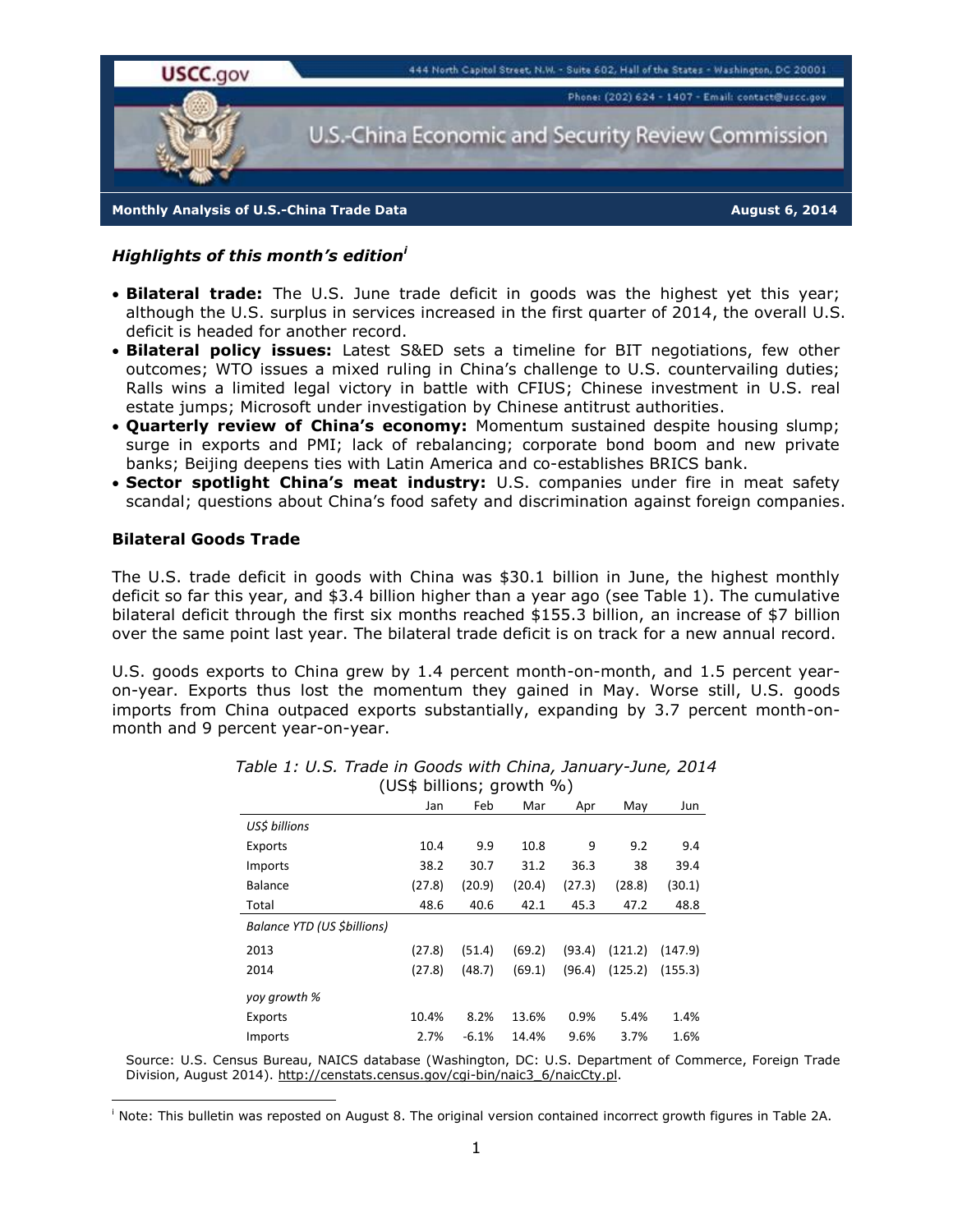USSC.gov

444 North Capitol Street, N.W. - Suite 602, Hall of the States - Washington, DC 20001

Phone: (202) 624 - 1407 - Email: contact@uscc.gov

U.S.-China Economic and Security Review Commission

**Monthly Analysis of U.S.-China Trade Data** **August 6, 2014**

### *Highlights of this month's edition*[i]

- **Bilateral trade:** The U.S. June trade deficit in goods was the highest yet this year; although the U.S. surplus in services increased in the first quarter of 2014, the overall U.S. deficit is headed for another record.
- **Bilateral policy issues:** Latest S&ED sets a timeline for BIT negotiations, few other outcomes; WTO issues a mixed ruling in China's challenge to U.S. countervailing duties; Ralls wins a limited legal victory in battle with CFIUS; Chinese investment in U.S. real estate jumps; Microsoft under investigation by Chinese antitrust authorities.
- **Quarterly review of China's economy:** Momentum sustained despite housing slump; surge in exports and PMI; lack of rebalancing; corporate bond boom and new private banks; Beijing deepens ties with Latin America and co-establishes BRICS bank.
- **Sector spotlight China's meat industry:** U.S. companies under fire in meat safety scandal; questions about China's food safety and discrimination against foreign companies.

## Bilateral Goods Trade

The U.S. trade deficit in goods with China was $30.1 billion in June, the highest monthly deficit so far this year, and $3.4 billion higher than a year ago (see Table 1). The cumulative bilateral deficit through the first six months reached $155.3 billion, an increase of $7 billion over the same point last year. The bilateral trade deficit is on track for a new annual record.

U.S. goods exports to China grew by 1.4 percent month-on-month, and 1.5 percent year-on-year. Exports thus lost the momentum they gained in May. Worse still, U.S. goods imports from China outpaced exports substantially, expanding by 3.7 percent month-on-month and 9 percent year-on-year.

*Table 1: U.S. Trade in Goods with China, January-June, 2014*
(US$ billions; growth %)

| | Jan | Feb | Mar | Apr | May | Jun |
|---|---|---|---|---|---|---|
| *US$ billions* | | | | | | |
| Exports | 10.4 | 9.9 | 10.8 | 9 | 9.2 | 9.4 |
| Imports | 38.2 | 30.7 | 31.2 | 36.3 | 38 | 39.4 |
| Balance | (27.8) | (20.9) | (20.4) | (27.3) | (28.8) | (30.1) |
| Total | 48.6 | 40.6 | 42.1 | 45.3 | 47.2 | 48.8 |
| *Balance YTD (US $billions)* | | | | | | |
| 2013 | (27.8) | (51.4) | (69.2) | (93.4) | (121.2) | (147.9) |
| 2014 | (27.8) | (48.7) | (69.1) | (96.4) | (125.2) | (155.3) |
| *yoy growth %* | | | | | | |
| Exports | 10.4% | 8.2% | 13.6% | 0.9% | 5.4% | 1.4% |
| Imports | 2.7% | -6.1% | 14.4% | 9.6% | 3.7% | 1.6% |

Source: U.S. Census Bureau, NAICS database (Washington, DC: U.S. Department of Commerce, Foreign Trade Division, August 2014). http://censtats.census.gov/cgi-bin/naic3_6/naicCty.pl.

[i] Note: This bulletin was reposted on August 8. The original version contained incorrect growth figures in Table 2A.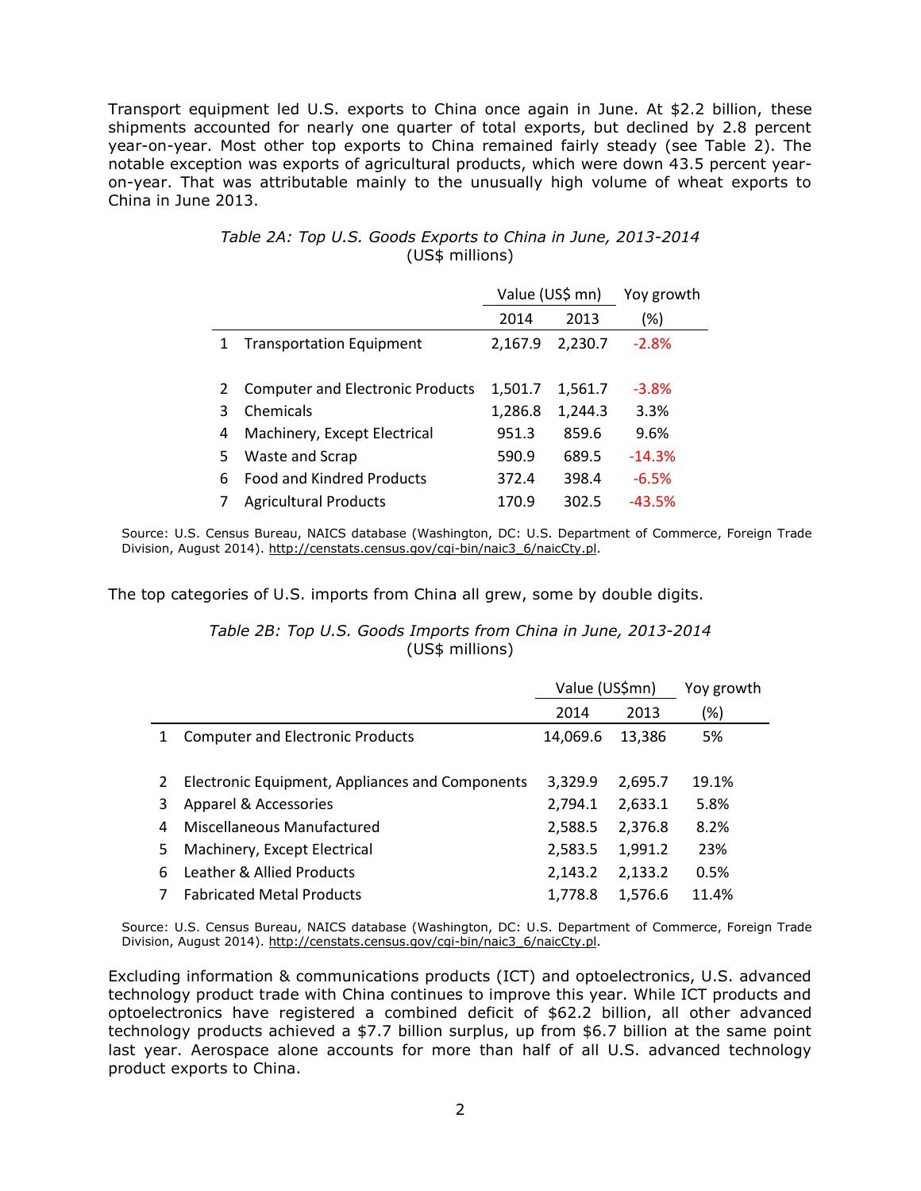Transport equipment led U.S. exports to China once again in June. At $2.2 billion, these shipments accounted for nearly one quarter of total exports, but declined by 2.8 percent year-on-year. Most other top exports to China remained fairly steady (see Table 2). The notable exception was exports of agricultural products, which were down 43.5 percent year-on-year. That was attributable mainly to the unusually high volume of wheat exports to China in June 2013.

*Table 2A: Top U.S. Goods Exports to China in June, 2013-2014*
(US$ millions)

| | | Value (US$ mn) | | Yoy growth |
|---|---|---|---|---|
| | | 2014 | 2013 | (%) |
| 1 | Transportation Equipment | 2,167.9 | 2,230.7 | -2.8% |
| 2 | Computer and Electronic Products | 1,501.7 | 1,561.7 | -3.8% |
| 3 | Chemicals | 1,286.8 | 1,244.3 | 3.3% |
| 4 | Machinery, Except Electrical | 951.3 | 859.6 | 9.6% |
| 5 | Waste and Scrap | 590.9 | 689.5 | -14.3% |
| 6 | Food and Kindred Products | 372.4 | 398.4 | -6.5% |
| 7 | Agricultural Products | 170.9 | 302.5 | -43.5% |

Source: U.S. Census Bureau, NAICS database (Washington, DC: U.S. Department of Commerce, Foreign Trade Division, August 2014). http://censtats.census.gov/cgi-bin/naic3_6/naicCty.pl.

The top categories of U.S. imports from China all grew, some by double digits.

*Table 2B: Top U.S. Goods Imports from China in June, 2013-2014*
(US$ millions)

| | | Value (US$mn) | | Yoy growth |
|---|---|---|---|---|
| | | 2014 | 2013 | (%) |
| 1 | Computer and Electronic Products | 14,069.6 | 13,386 | 5% |
| 2 | Electronic Equipment, Appliances and Components | 3,329.9 | 2,695.7 | 19.1% |
| 3 | Apparel & Accessories | 2,794.1 | 2,633.1 | 5.8% |
| 4 | Miscellaneous Manufactured | 2,588.5 | 2,376.8 | 8.2% |
| 5 | Machinery, Except Electrical | 2,583.5 | 1,991.2 | 23% |
| 6 | Leather & Allied Products | 2,143.2 | 2,133.2 | 0.5% |
| 7 | Fabricated Metal Products | 1,778.8 | 1,576.6 | 11.4% |

Source: U.S. Census Bureau, NAICS database (Washington, DC: U.S. Department of Commerce, Foreign Trade Division, August 2014). http://censtats.census.gov/cgi-bin/naic3_6/naicCty.pl.

Excluding information & communications products (ICT) and optoelectronics, U.S. advanced technology product trade with China continues to improve this year. While ICT products and optoelectronics have registered a combined deficit of $62.2 billion, all other advanced technology products achieved a $7.7 billion surplus, up from $6.7 billion at the same point last year. Aerospace alone accounts for more than half of all U.S. advanced technology product exports to China.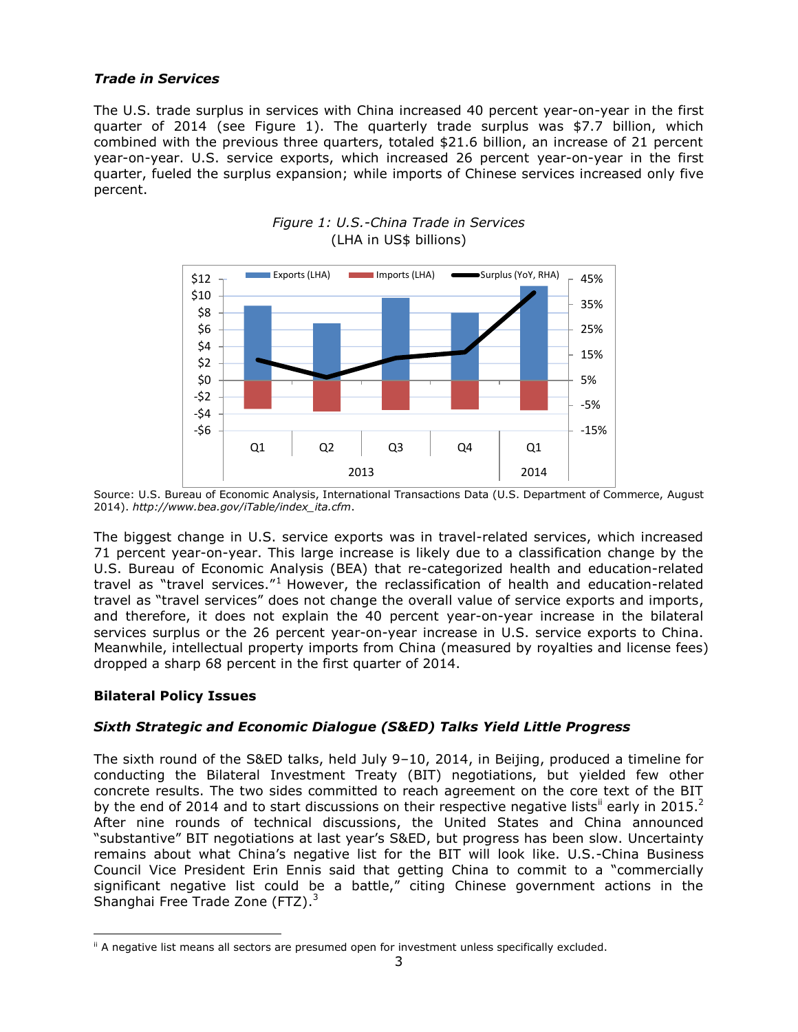### *Trade in Services*

The U.S. trade surplus in services with China increased 40 percent year-on-year in the first quarter of 2014 (see Figure 1). The quarterly trade surplus was $7.7 billion, which combined with the previous three quarters, totaled $21.6 billion, an increase of 21 percent year-on-year. U.S. service exports, which increased 26 percent year-on-year in the first quarter, fueled the surplus expansion; while imports of Chinese services increased only five percent.

*Figure 1: U.S.-China Trade in Services*
(LHA in US$ billions)

Source: U.S. Bureau of Economic Analysis, International Transactions Data (U.S. Department of Commerce, August 2014). *http://www.bea.gov/iTable/index_ita.cfm*.

The biggest change in U.S. service exports was in travel-related services, which increased 71 percent year-on-year. This large increase is likely due to a classification change by the U.S. Bureau of Economic Analysis (BEA) that re-categorized health and education-related travel as "travel services."[1] However, the reclassification of health and education-related travel as "travel services" does not change the overall value of service exports and imports, and therefore, it does not explain the 40 percent year-on-year increase in the bilateral services surplus or the 26 percent year-on-year increase in U.S. service exports to China. Meanwhile, intellectual property imports from China (measured by royalties and license fees) dropped a sharp 68 percent in the first quarter of 2014.

## Bilateral Policy Issues

### *Sixth Strategic and Economic Dialogue (S&ED) Talks Yield Little Progress*

The sixth round of the S&ED talks, held July 9–10, 2014, in Beijing, produced a timeline for conducting the Bilateral Investment Treaty (BIT) negotiations, but yielded few other concrete results. The two sides committed to reach agreement on the core text of the BIT by the end of 2014 and to start discussions on their respective negative lists[ii] early in 2015.[2] After nine rounds of technical discussions, the United States and China announced "substantive" BIT negotiations at last year's S&ED, but progress has been slow. Uncertainty remains about what China's negative list for the BIT will look like. U.S.-China Business Council Vice President Erin Ennis said that getting China to commit to a "commercially significant negative list could be a battle," citing Chinese government actions in the Shanghai Free Trade Zone (FTZ).[3]

---

[ii] A negative list means all sectors are presumed open for investment unless specifically excluded.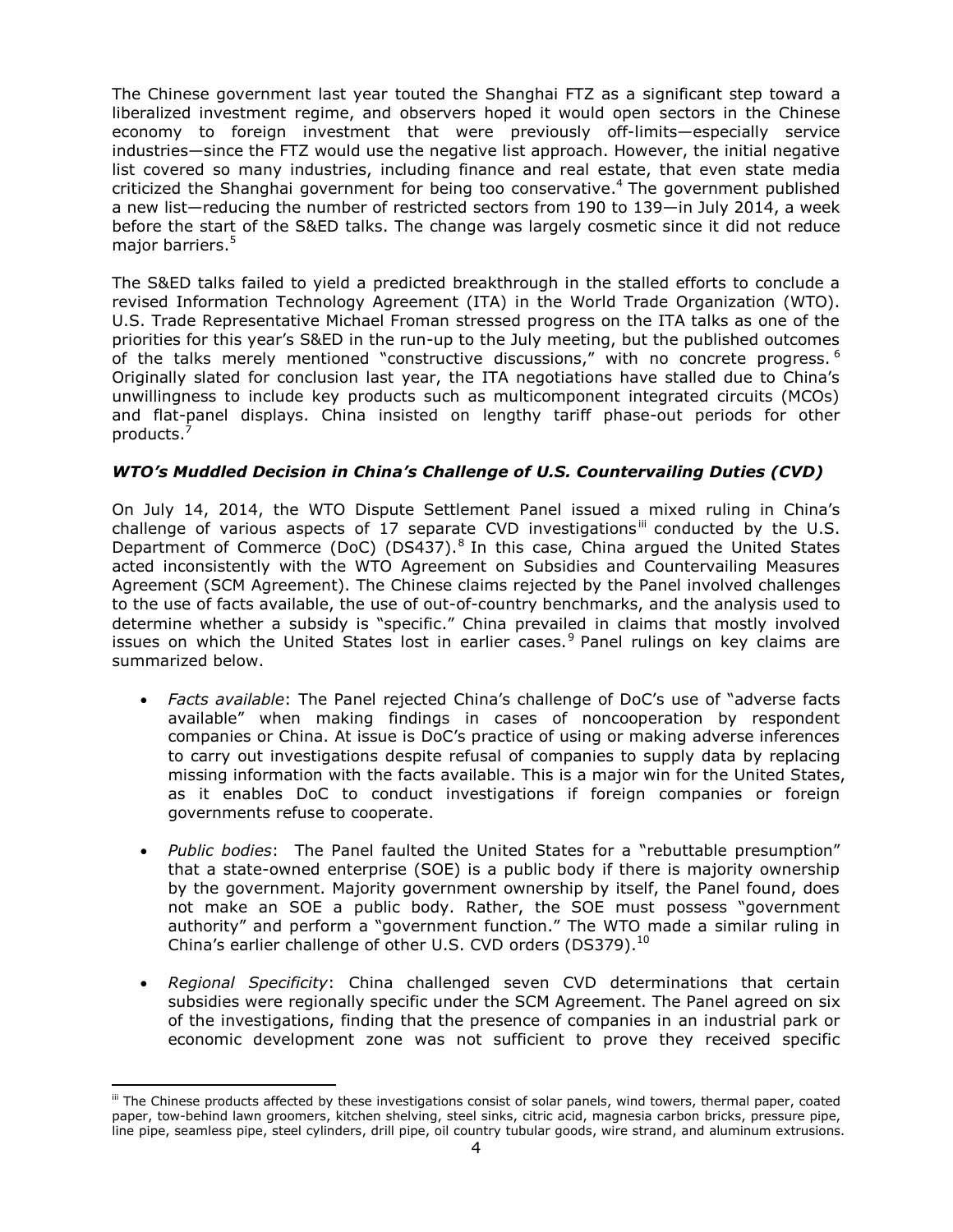The Chinese government last year touted the Shanghai FTZ as a significant step toward a liberalized investment regime, and observers hoped it would open sectors in the Chinese economy to foreign investment that were previously off-limits—especially service industries—since the FTZ would use the negative list approach. However, the initial negative list covered so many industries, including finance and real estate, that even state media criticized the Shanghai government for being too conservative.[4] The government published a new list—reducing the number of restricted sectors from 190 to 139—in July 2014, a week before the start of the S&ED talks. The change was largely cosmetic since it did not reduce major barriers.[5]

The S&ED talks failed to yield a predicted breakthrough in the stalled efforts to conclude a revised Information Technology Agreement (ITA) in the World Trade Organization (WTO). U.S. Trade Representative Michael Froman stressed progress on the ITA talks as one of the priorities for this year's S&ED in the run-up to the July meeting, but the published outcomes of the talks merely mentioned "constructive discussions," with no concrete progress.[6] Originally slated for conclusion last year, the ITA negotiations have stalled due to China's unwillingness to include key products such as multicomponent integrated circuits (MCOs) and flat-panel displays. China insisted on lengthy tariff phase-out periods for other products.[7]

### *WTO's Muddled Decision in China's Challenge of U.S. Countervailing Duties (CVD)*

On July 14, 2014, the WTO Dispute Settlement Panel issued a mixed ruling in China's challenge of various aspects of 17 separate CVD investigations[iii] conducted by the U.S. Department of Commerce (DoC) (DS437).[8] In this case, China argued the United States acted inconsistently with the WTO Agreement on Subsidies and Countervailing Measures Agreement (SCM Agreement). The Chinese claims rejected by the Panel involved challenges to the use of facts available, the use of out-of-country benchmarks, and the analysis used to determine whether a subsidy is "specific." China prevailed in claims that mostly involved issues on which the United States lost in earlier cases.[9] Panel rulings on key claims are summarized below.

- *Facts available*: The Panel rejected China's challenge of DoC's use of "adverse facts available" when making findings in cases of noncooperation by respondent companies or China. At issue is DoC's practice of using or making adverse inferences to carry out investigations despite refusal of companies to supply data by replacing missing information with the facts available. This is a major win for the United States, as it enables DoC to conduct investigations if foreign companies or foreign governments refuse to cooperate.
- *Public bodies*: The Panel faulted the United States for a "rebuttable presumption" that a state-owned enterprise (SOE) is a public body if there is majority ownership by the government. Majority government ownership by itself, the Panel found, does not make an SOE a public body. Rather, the SOE must possess "government authority" and perform a "government function." The WTO made a similar ruling in China's earlier challenge of other U.S. CVD orders (DS379).[10]
- *Regional Specificity*: China challenged seven CVD determinations that certain subsidies were regionally specific under the SCM Agreement. The Panel agreed on six of the investigations, finding that the presence of companies in an industrial park or economic development zone was not sufficient to prove they received specific

[iii] The Chinese products affected by these investigations consist of solar panels, wind towers, thermal paper, coated paper, tow-behind lawn groomers, kitchen shelving, steel sinks, citric acid, magnesia carbon bricks, pressure pipe, line pipe, seamless pipe, steel cylinders, drill pipe, oil country tubular goods, wire strand, and aluminum extrusions.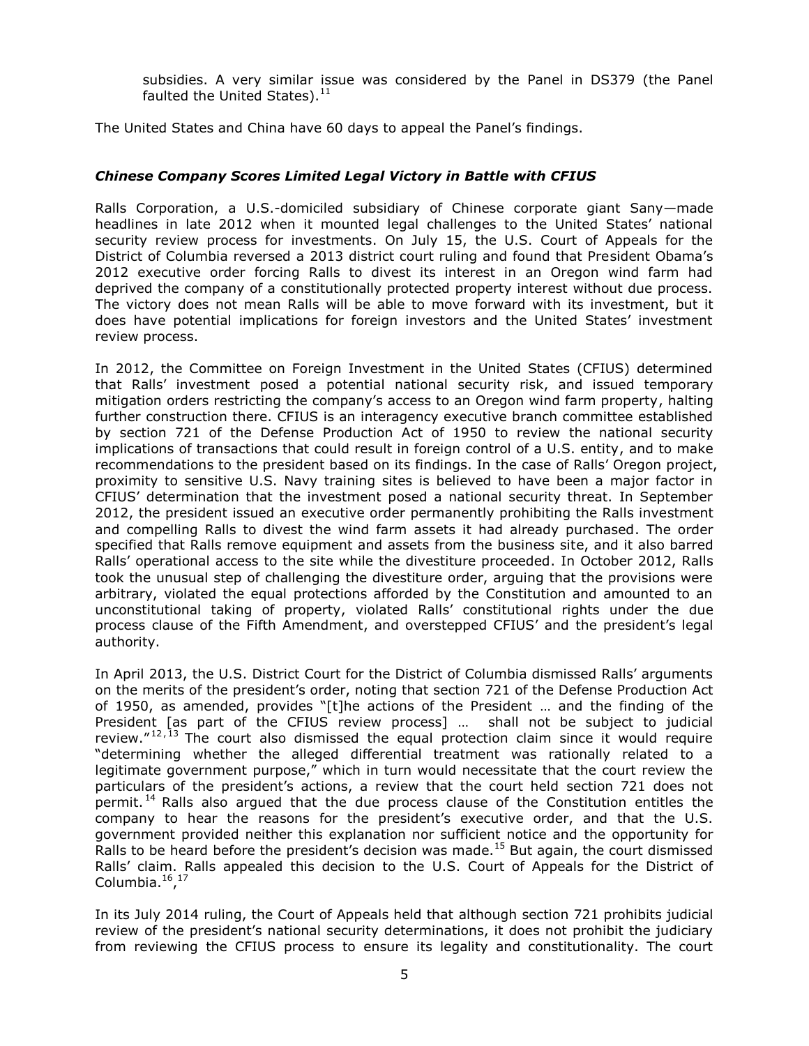subsidies. A very similar issue was considered by the Panel in DS379 (the Panel faulted the United States).[11]

The United States and China have 60 days to appeal the Panel's findings.

### *Chinese Company Scores Limited Legal Victory in Battle with CFIUS*

Ralls Corporation, a U.S.-domiciled subsidiary of Chinese corporate giant Sany—made headlines in late 2012 when it mounted legal challenges to the United States' national security review process for investments. On July 15, the U.S. Court of Appeals for the District of Columbia reversed a 2013 district court ruling and found that President Obama's 2012 executive order forcing Ralls to divest its interest in an Oregon wind farm had deprived the company of a constitutionally protected property interest without due process. The victory does not mean Ralls will be able to move forward with its investment, but it does have potential implications for foreign investors and the United States' investment review process.

In 2012, the Committee on Foreign Investment in the United States (CFIUS) determined that Ralls' investment posed a potential national security risk, and issued temporary mitigation orders restricting the company's access to an Oregon wind farm property, halting further construction there. CFIUS is an interagency executive branch committee established by section 721 of the Defense Production Act of 1950 to review the national security implications of transactions that could result in foreign control of a U.S. entity, and to make recommendations to the president based on its findings. In the case of Ralls' Oregon project, proximity to sensitive U.S. Navy training sites is believed to have been a major factor in CFIUS' determination that the investment posed a national security threat. In September 2012, the president issued an executive order permanently prohibiting the Ralls investment and compelling Ralls to divest the wind farm assets it had already purchased. The order specified that Ralls remove equipment and assets from the business site, and it also barred Ralls' operational access to the site while the divestiture proceeded. In October 2012, Ralls took the unusual step of challenging the divestiture order, arguing that the provisions were arbitrary, violated the equal protections afforded by the Constitution and amounted to an unconstitutional taking of property, violated Ralls' constitutional rights under the due process clause of the Fifth Amendment, and overstepped CFIUS' and the president's legal authority.

In April 2013, the U.S. District Court for the District of Columbia dismissed Ralls' arguments on the merits of the president's order, noting that section 721 of the Defense Production Act of 1950, as amended, provides "[t]he actions of the President … and the finding of the President [as part of the CFIUS review process] … shall not be subject to judicial review."[12,13] The court also dismissed the equal protection claim since it would require "determining whether the alleged differential treatment was rationally related to a legitimate government purpose," which in turn would necessitate that the court review the particulars of the president's actions, a review that the court held section 721 does not permit.[14] Ralls also argued that the due process clause of the Constitution entitles the company to hear the reasons for the president's executive order, and that the U.S. government provided neither this explanation nor sufficient notice and the opportunity for Ralls to be heard before the president's decision was made.[15] But again, the court dismissed Ralls' claim. Ralls appealed this decision to the U.S. Court of Appeals for the District of Columbia.[16,17]

In its July 2014 ruling, the Court of Appeals held that although section 721 prohibits judicial review of the president's national security determinations, it does not prohibit the judiciary from reviewing the CFIUS process to ensure its legality and constitutionality. The court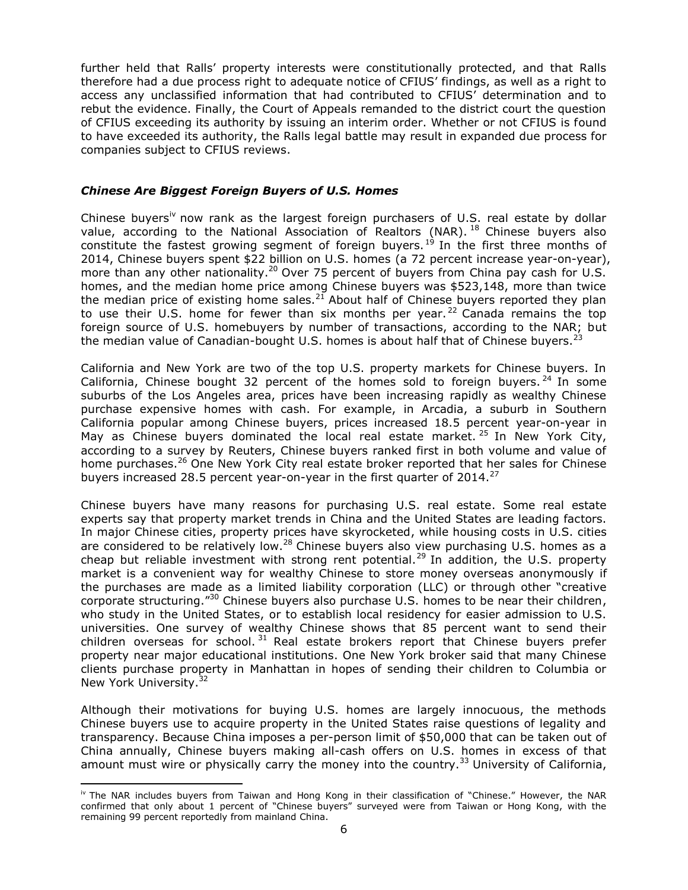further held that Ralls' property interests were constitutionally protected, and that Ralls therefore had a due process right to adequate notice of CFIUS' findings, as well as a right to access any unclassified information that had contributed to CFIUS' determination and to rebut the evidence. Finally, the Court of Appeals remanded to the district court the question of CFIUS exceeding its authority by issuing an interim order. Whether or not CFIUS is found to have exceeded its authority, the Ralls legal battle may result in expanded due process for companies subject to CFIUS reviews.

### *Chinese Are Biggest Foreign Buyers of U.S. Homes*

Chinese buyers[iv] now rank as the largest foreign purchasers of U.S. real estate by dollar value, according to the National Association of Realtors (NAR).[18] Chinese buyers also constitute the fastest growing segment of foreign buyers.[19] In the first three months of 2014, Chinese buyers spent $22 billion on U.S. homes (a 72 percent increase year-on-year), more than any other nationality.[20] Over 75 percent of buyers from China pay cash for U.S. homes, and the median home price among Chinese buyers was $523,148, more than twice the median price of existing home sales.[21] About half of Chinese buyers reported they plan to use their U.S. home for fewer than six months per year.[22] Canada remains the top foreign source of U.S. homebuyers by number of transactions, according to the NAR; but the median value of Canadian-bought U.S. homes is about half that of Chinese buyers.[23]

California and New York are two of the top U.S. property markets for Chinese buyers. In California, Chinese bought 32 percent of the homes sold to foreign buyers.[24] In some suburbs of the Los Angeles area, prices have been increasing rapidly as wealthy Chinese purchase expensive homes with cash. For example, in Arcadia, a suburb in Southern California popular among Chinese buyers, prices increased 18.5 percent year-on-year in May as Chinese buyers dominated the local real estate market.[25] In New York City, according to a survey by Reuters, Chinese buyers ranked first in both volume and value of home purchases.[26] One New York City real estate broker reported that her sales for Chinese buyers increased 28.5 percent year-on-year in the first quarter of 2014.[27]

Chinese buyers have many reasons for purchasing U.S. real estate. Some real estate experts say that property market trends in China and the United States are leading factors. In major Chinese cities, property prices have skyrocketed, while housing costs in U.S. cities are considered to be relatively low.[28] Chinese buyers also view purchasing U.S. homes as a cheap but reliable investment with strong rent potential.[29] In addition, the U.S. property market is a convenient way for wealthy Chinese to store money overseas anonymously if the purchases are made as a limited liability corporation (LLC) or through other "creative corporate structuring."[30] Chinese buyers also purchase U.S. homes to be near their children, who study in the United States, or to establish local residency for easier admission to U.S. universities. One survey of wealthy Chinese shows that 85 percent want to send their children overseas for school.[31] Real estate brokers report that Chinese buyers prefer property near major educational institutions. One New York broker said that many Chinese clients purchase property in Manhattan in hopes of sending their children to Columbia or New York University.[32]

Although their motivations for buying U.S. homes are largely innocuous, the methods Chinese buyers use to acquire property in the United States raise questions of legality and transparency. Because China imposes a per-person limit of $50,000 that can be taken out of China annually, Chinese buyers making all-cash offers on U.S. homes in excess of that amount must wire or physically carry the money into the country.[33] University of California,

---

[iv] The NAR includes buyers from Taiwan and Hong Kong in their classification of "Chinese." However, the NAR confirmed that only about 1 percent of "Chinese buyers" surveyed were from Taiwan or Hong Kong, with the remaining 99 percent reportedly from mainland China.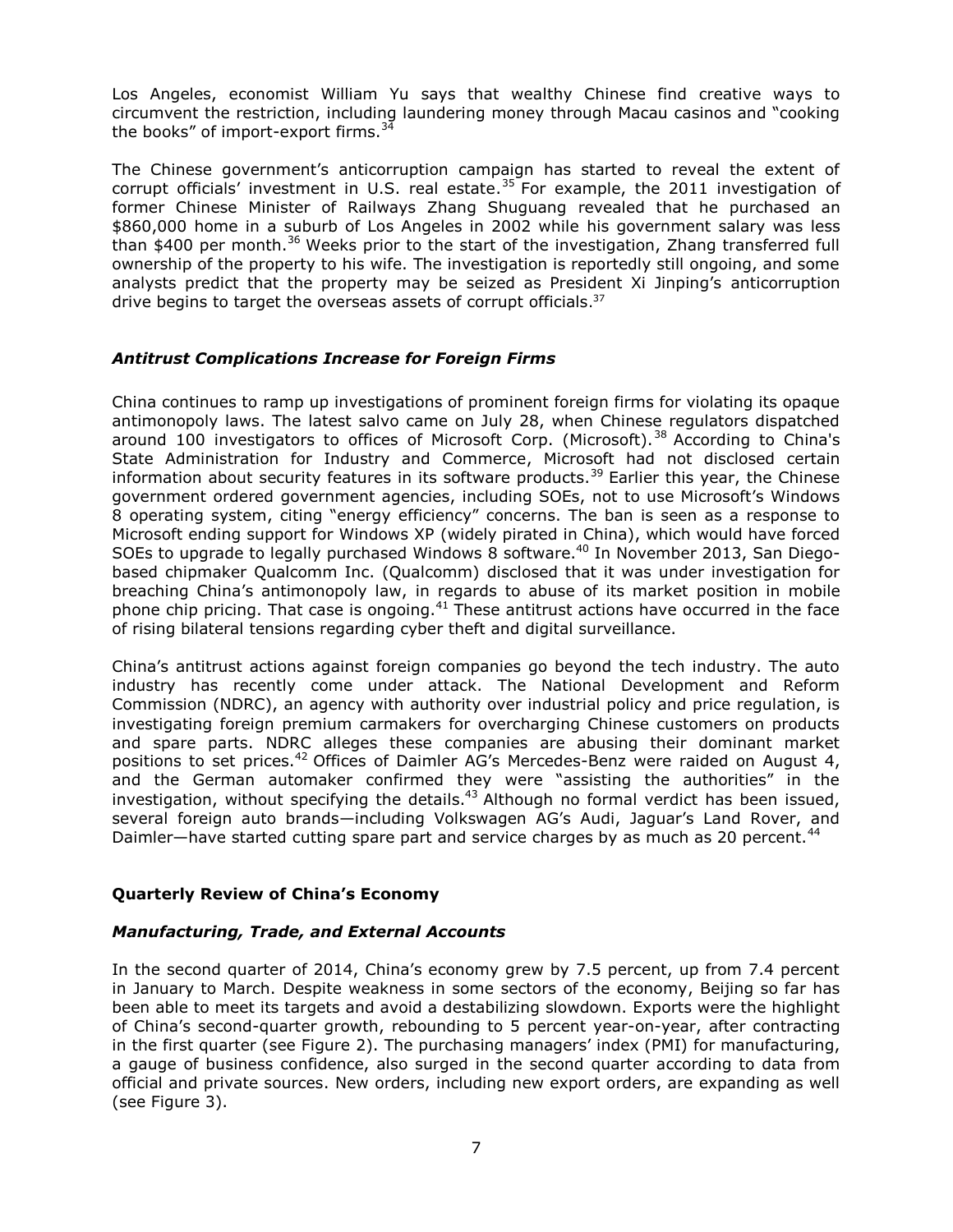Los Angeles, economist William Yu says that wealthy Chinese find creative ways to circumvent the restriction, including laundering money through Macau casinos and "cooking the books" of import-export firms.[34]

The Chinese government's anticorruption campaign has started to reveal the extent of corrupt officials' investment in U.S. real estate.[35] For example, the 2011 investigation of former Chinese Minister of Railways Zhang Shuguang revealed that he purchased an $860,000 home in a suburb of Los Angeles in 2002 while his government salary was less than $400 per month.[36] Weeks prior to the start of the investigation, Zhang transferred full ownership of the property to his wife. The investigation is reportedly still ongoing, and some analysts predict that the property may be seized as President Xi Jinping's anticorruption drive begins to target the overseas assets of corrupt officials.[37]

### *Antitrust Complications Increase for Foreign Firms*

China continues to ramp up investigations of prominent foreign firms for violating its opaque antimonopoly laws. The latest salvo came on July 28, when Chinese regulators dispatched around 100 investigators to offices of Microsoft Corp. (Microsoft).[38] According to China's State Administration for Industry and Commerce, Microsoft had not disclosed certain information about security features in its software products.[39] Earlier this year, the Chinese government ordered government agencies, including SOEs, not to use Microsoft's Windows 8 operating system, citing "energy efficiency" concerns. The ban is seen as a response to Microsoft ending support for Windows XP (widely pirated in China), which would have forced SOEs to upgrade to legally purchased Windows 8 software.[40] In November 2013, San Diego-based chipmaker Qualcomm Inc. (Qualcomm) disclosed that it was under investigation for breaching China's antimonopoly law, in regards to abuse of its market position in mobile phone chip pricing. That case is ongoing.[41] These antitrust actions have occurred in the face of rising bilateral tensions regarding cyber theft and digital surveillance.

China's antitrust actions against foreign companies go beyond the tech industry. The auto industry has recently come under attack. The National Development and Reform Commission (NDRC), an agency with authority over industrial policy and price regulation, is investigating foreign premium carmakers for overcharging Chinese customers on products and spare parts. NDRC alleges these companies are abusing their dominant market positions to set prices.[42] Offices of Daimler AG's Mercedes-Benz were raided on August 4, and the German automaker confirmed they were "assisting the authorities" in the investigation, without specifying the details.[43] Although no formal verdict has been issued, several foreign auto brands—including Volkswagen AG's Audi, Jaguar's Land Rover, and Daimler—have started cutting spare part and service charges by as much as 20 percent.[44]

## Quarterly Review of China's Economy

### *Manufacturing, Trade, and External Accounts*

In the second quarter of 2014, China's economy grew by 7.5 percent, up from 7.4 percent in January to March. Despite weakness in some sectors of the economy, Beijing so far has been able to meet its targets and avoid a destabilizing slowdown. Exports were the highlight of China's second-quarter growth, rebounding to 5 percent year-on-year, after contracting in the first quarter (see Figure 2). The purchasing managers' index (PMI) for manufacturing, a gauge of business confidence, also surged in the second quarter according to data from official and private sources. New orders, including new export orders, are expanding as well (see Figure 3).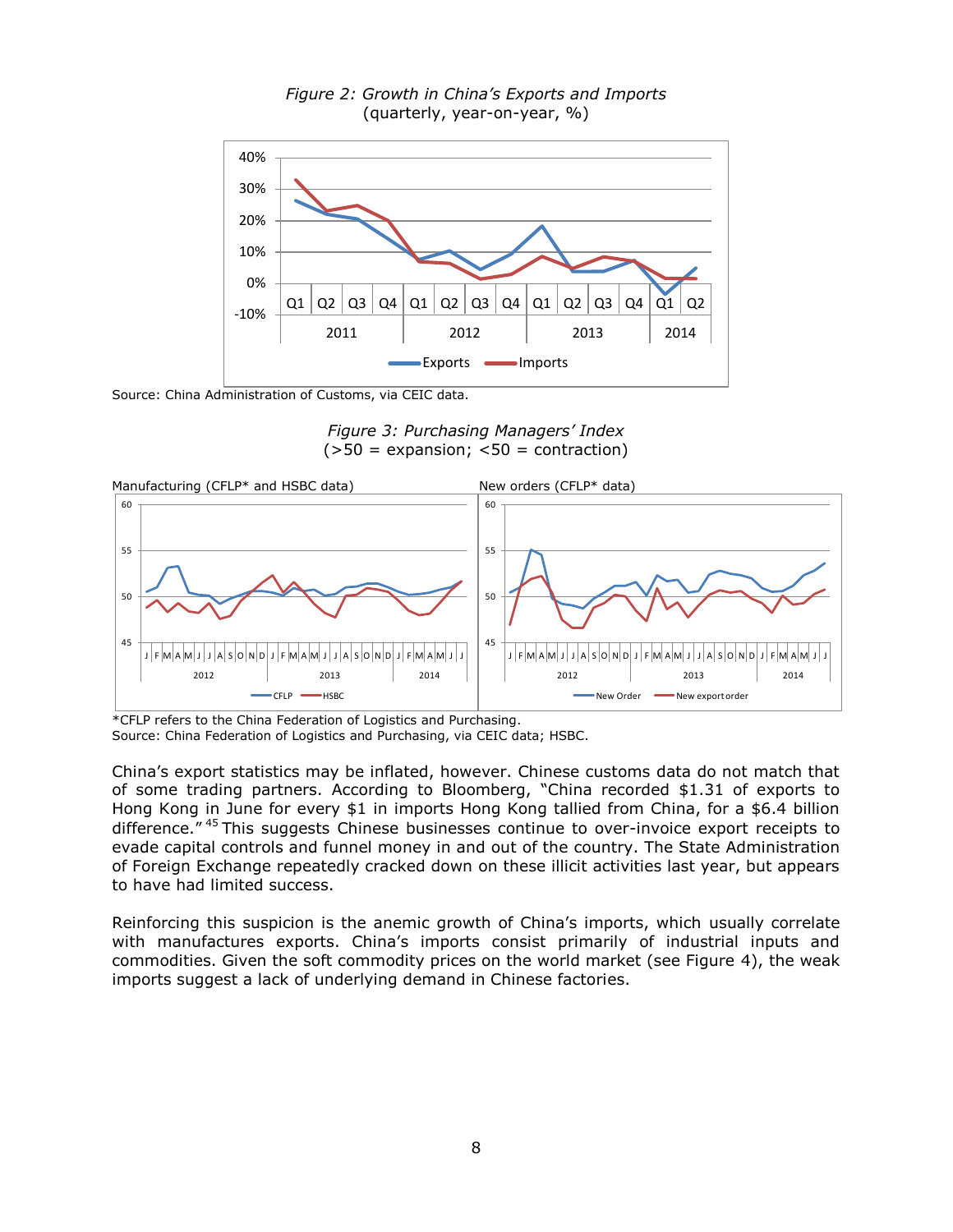*Figure 2: Growth in China's Exports and Imports*
(quarterly, year-on-year, %)

Source: China Administration of Customs, via CEIC data.

*Figure 3: Purchasing Managers' Index*
(>50 = expansion; <50 = contraction)

*CFLP refers to the China Federation of Logistics and Purchasing.
Source: China Federation of Logistics and Purchasing, via CEIC data; HSBC.

China's export statistics may be inflated, however. Chinese customs data do not match that of some trading partners. According to Bloomberg, "China recorded $1.31 of exports to Hong Kong in June for every $1 in imports Hong Kong tallied from China, for a $6.4 billion difference."[45] This suggests Chinese businesses continue to over-invoice export receipts to evade capital controls and funnel money in and out of the country. The State Administration of Foreign Exchange repeatedly cracked down on these illicit activities last year, but appears to have had limited success.

Reinforcing this suspicion is the anemic growth of China's imports, which usually correlate with manufactures exports. China's imports consist primarily of industrial inputs and commodities. Given the soft commodity prices on the world market (see Figure 4), the weak imports suggest a lack of underlying demand in Chinese factories.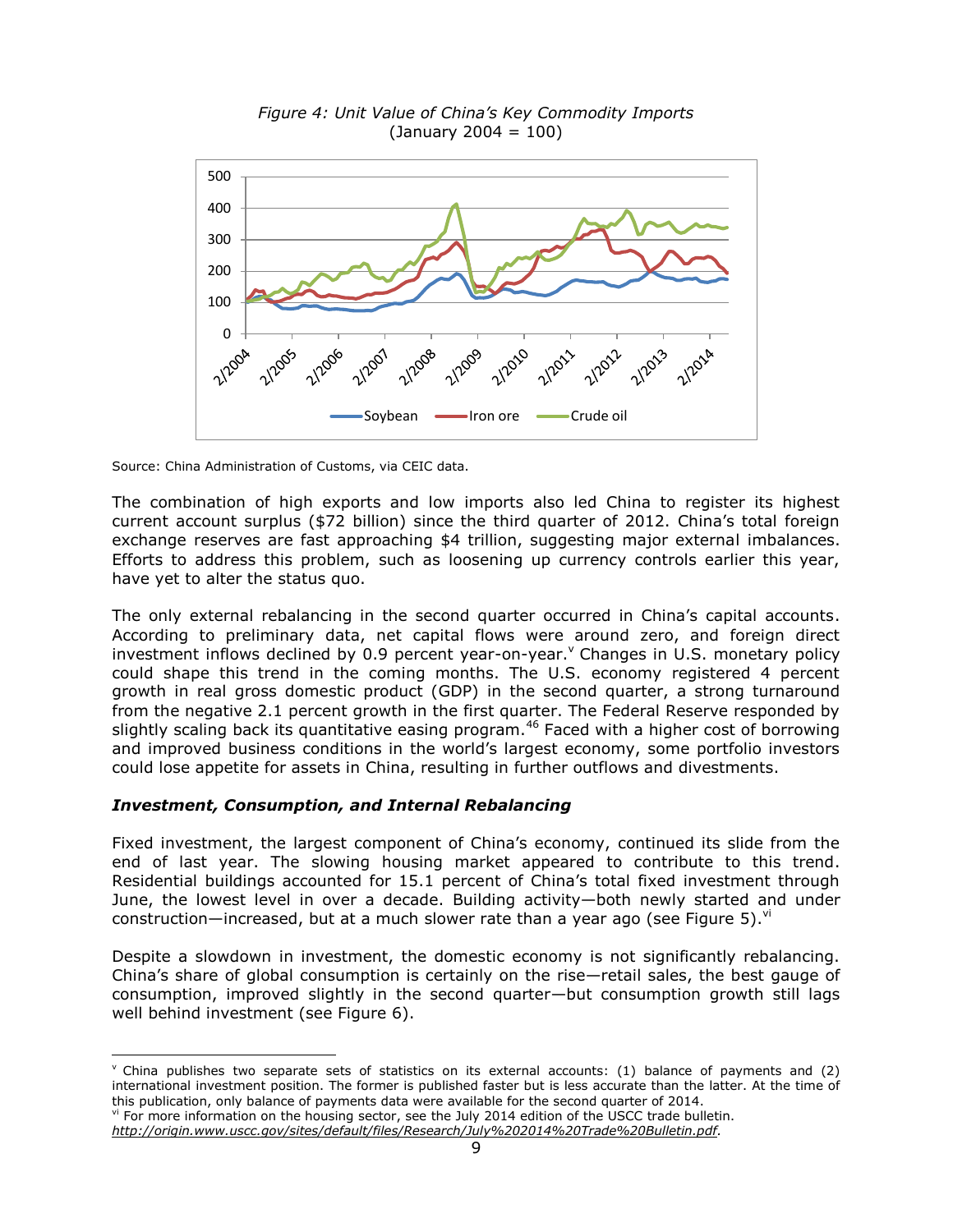*Figure 4: Unit Value of China's Key Commodity Imports*
(January 2004 = 100)

Source: China Administration of Customs, via CEIC data.

The combination of high exports and low imports also led China to register its highest current account surplus ($72 billion) since the third quarter of 2012. China's total foreign exchange reserves are fast approaching $4 trillion, suggesting major external imbalances. Efforts to address this problem, such as loosening up currency controls earlier this year, have yet to alter the status quo.

The only external rebalancing in the second quarter occurred in China's capital accounts. According to preliminary data, net capital flows were around zero, and foreign direct investment inflows declined by 0.9 percent year-on-year.[v] Changes in U.S. monetary policy could shape this trend in the coming months. The U.S. economy registered 4 percent growth in real gross domestic product (GDP) in the second quarter, a strong turnaround from the negative 2.1 percent growth in the first quarter. The Federal Reserve responded by slightly scaling back its quantitative easing program.[46] Faced with a higher cost of borrowing and improved business conditions in the world's largest economy, some portfolio investors could lose appetite for assets in China, resulting in further outflows and divestments.

### *Investment, Consumption, and Internal Rebalancing*

Fixed investment, the largest component of China's economy, continued its slide from the end of last year. The slowing housing market appeared to contribute to this trend. Residential buildings accounted for 15.1 percent of China's total fixed investment through June, the lowest level in over a decade. Building activity—both newly started and under construction—increased, but at a much slower rate than a year ago (see Figure 5).[vi]

Despite a slowdown in investment, the domestic economy is not significantly rebalancing. China's share of global consumption is certainly on the rise—retail sales, the best gauge of consumption, improved slightly in the second quarter—but consumption growth still lags well behind investment (see Figure 6).

---

[v] China publishes two separate sets of statistics on its external accounts: (1) balance of payments and (2) international investment position. The former is published faster but is less accurate than the latter. At the time of this publication, only balance of payments data were available for the second quarter of 2014.

[vi] For more information on the housing sector, see the July 2014 edition of the USCC trade bulletin. *http://origin.www.uscc.gov/sites/default/files/Research/July%202014%20Trade%20Bulletin.pdf*.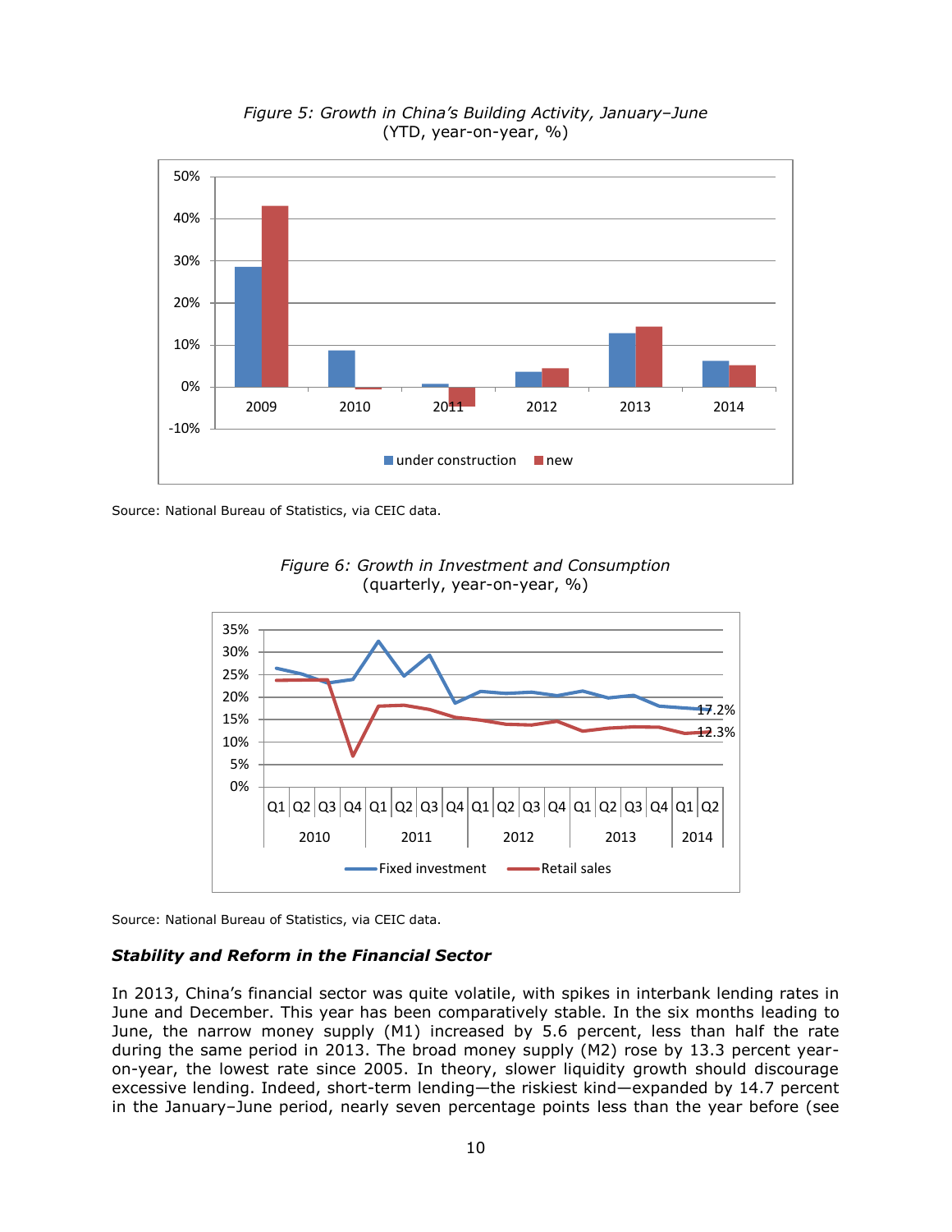*Figure 5: Growth in China's Building Activity, January–June*
(YTD, year-on-year, %)

Source: National Bureau of Statistics, via CEIC data.

*Figure 6: Growth in Investment and Consumption*
(quarterly, year-on-year, %)

Source: National Bureau of Statistics, via CEIC data.

### *Stability and Reform in the Financial Sector*

In 2013, China's financial sector was quite volatile, with spikes in interbank lending rates in June and December. This year has been comparatively stable. In the six months leading to June, the narrow money supply (M1) increased by 5.6 percent, less than half the rate during the same period in 2013. The broad money supply (M2) rose by 13.3 percent year-on-year, the lowest rate since 2005. In theory, slower liquidity growth should discourage excessive lending. Indeed, short-term lending—the riskiest kind—expanded by 14.7 percent in the January–June period, nearly seven percentage points less than the year before (see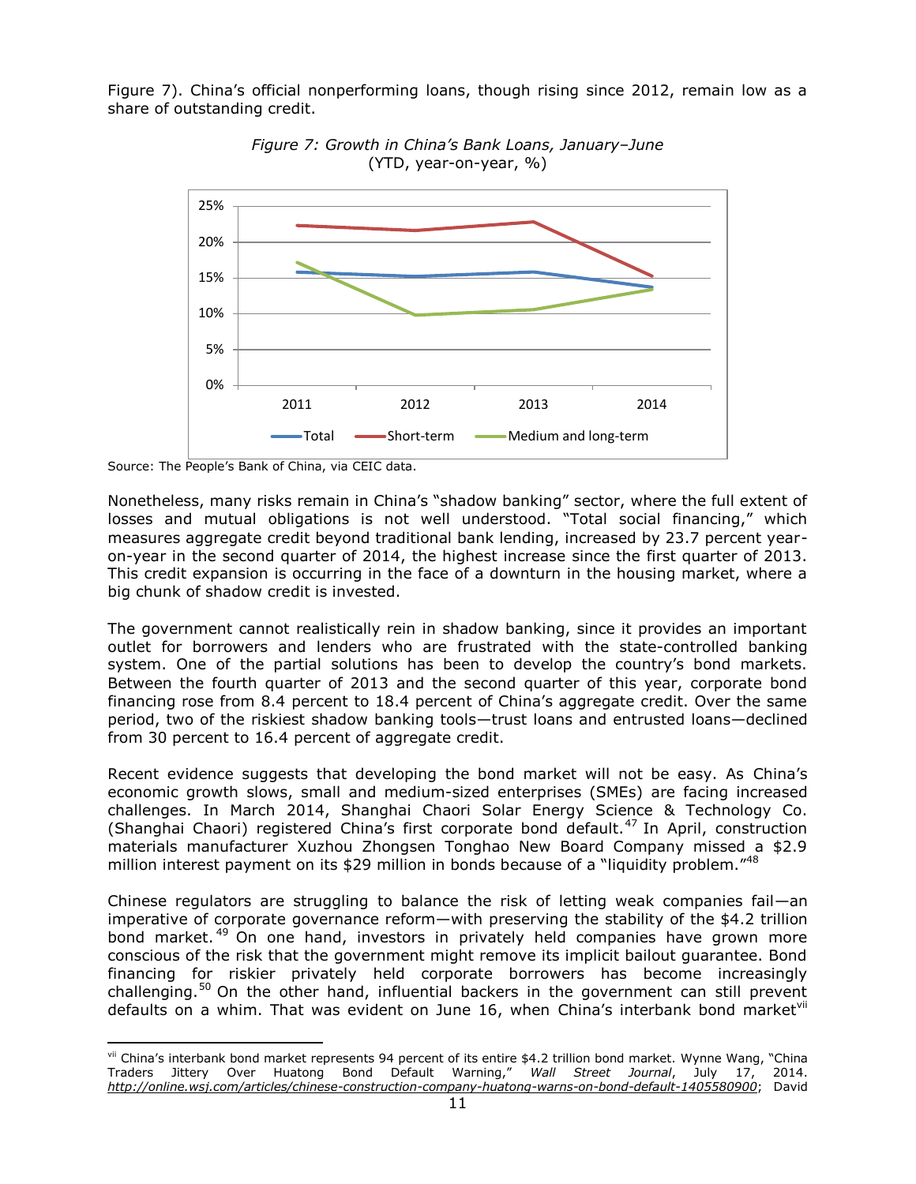Figure 7). China's official nonperforming loans, though rising since 2012, remain low as a share of outstanding credit.

*Figure 7: Growth in China's Bank Loans, January–June*
(YTD, year-on-year, %)

Source: The People's Bank of China, via CEIC data.

Nonetheless, many risks remain in China's "shadow banking" sector, where the full extent of losses and mutual obligations is not well understood. "Total social financing," which measures aggregate credit beyond traditional bank lending, increased by 23.7 percent year-on-year in the second quarter of 2014, the highest increase since the first quarter of 2013. This credit expansion is occurring in the face of a downturn in the housing market, where a big chunk of shadow credit is invested.

The government cannot realistically rein in shadow banking, since it provides an important outlet for borrowers and lenders who are frustrated with the state-controlled banking system. One of the partial solutions has been to develop the country's bond markets. Between the fourth quarter of 2013 and the second quarter of this year, corporate bond financing rose from 8.4 percent to 18.4 percent of China's aggregate credit. Over the same period, two of the riskiest shadow banking tools—trust loans and entrusted loans—declined from 30 percent to 16.4 percent of aggregate credit.

Recent evidence suggests that developing the bond market will not be easy. As China's economic growth slows, small and medium-sized enterprises (SMEs) are facing increased challenges. In March 2014, Shanghai Chaori Solar Energy Science & Technology Co. (Shanghai Chaori) registered China's first corporate bond default.[47] In April, construction materials manufacturer Xuzhou Zhongsen Tonghao New Board Company missed a $2.9 million interest payment on its $29 million in bonds because of a "liquidity problem."[48]

Chinese regulators are struggling to balance the risk of letting weak companies fail—an imperative of corporate governance reform—with preserving the stability of the $4.2 trillion bond market.[49] On one hand, investors in privately held companies have grown more conscious of the risk that the government might remove its implicit bailout guarantee. Bond financing for riskier privately held corporate borrowers has become increasingly challenging.[50] On the other hand, influential backers in the government can still prevent defaults on a whim. That was evident on June 16, when China's interbank bond market[vii]

---

[vii] China's interbank bond market represents 94 percent of its entire $4.2 trillion bond market. Wynne Wang, "China Traders Jittery Over Huatong Bond Default Warning," *Wall Street Journal*, July 17, 2014. *http://online.wsj.com/articles/chinese-construction-company-huatong-warns-on-bond-default-1405580900*; David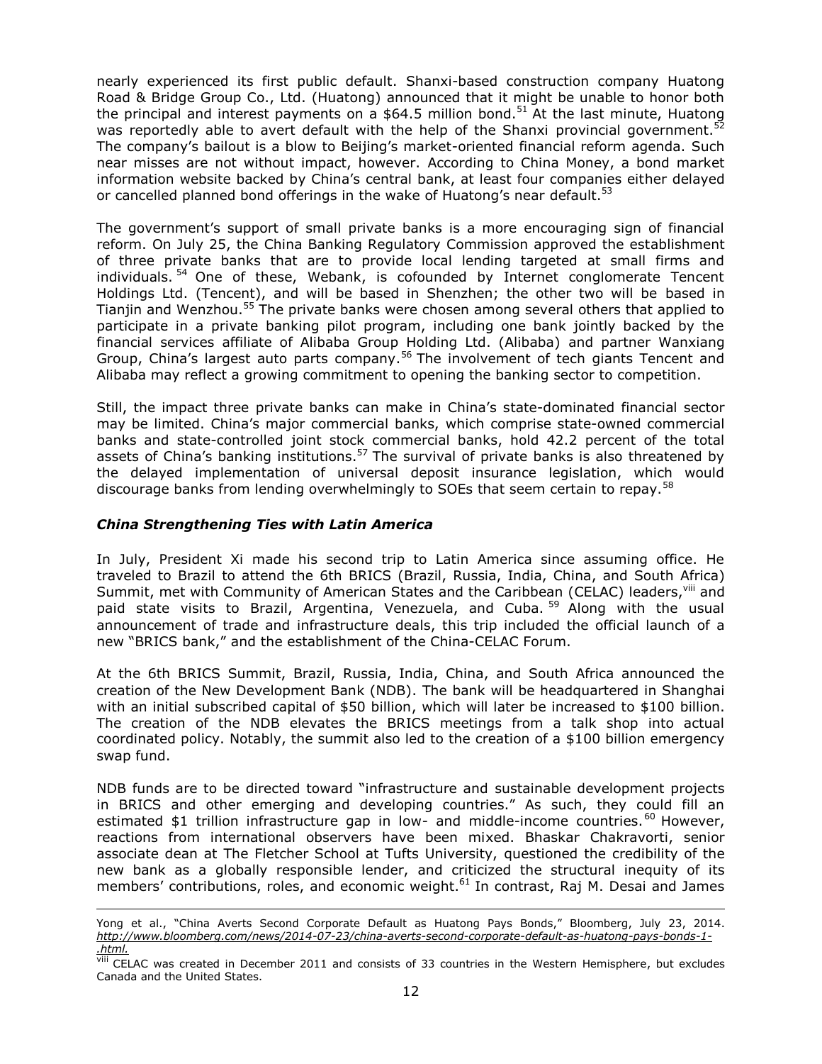nearly experienced its first public default. Shanxi-based construction company Huatong Road & Bridge Group Co., Ltd. (Huatong) announced that it might be unable to honor both the principal and interest payments on a $64.5 million bond.[51] At the last minute, Huatong was reportedly able to avert default with the help of the Shanxi provincial government.[52] The company's bailout is a blow to Beijing's market-oriented financial reform agenda. Such near misses are not without impact, however. According to China Money, a bond market information website backed by China's central bank, at least four companies either delayed or cancelled planned bond offerings in the wake of Huatong's near default.[53]

The government's support of small private banks is a more encouraging sign of financial reform. On July 25, the China Banking Regulatory Commission approved the establishment of three private banks that are to provide local lending targeted at small firms and individuals.[54] One of these, Webank, is cofounded by Internet conglomerate Tencent Holdings Ltd. (Tencent), and will be based in Shenzhen; the other two will be based in Tianjin and Wenzhou.[55] The private banks were chosen among several others that applied to participate in a private banking pilot program, including one bank jointly backed by the financial services affiliate of Alibaba Group Holding Ltd. (Alibaba) and partner Wanxiang Group, China's largest auto parts company.[56] The involvement of tech giants Tencent and Alibaba may reflect a growing commitment to opening the banking sector to competition.

Still, the impact three private banks can make in China's state-dominated financial sector may be limited. China's major commercial banks, which comprise state-owned commercial banks and state-controlled joint stock commercial banks, hold 42.2 percent of the total assets of China's banking institutions.[57] The survival of private banks is also threatened by the delayed implementation of universal deposit insurance legislation, which would discourage banks from lending overwhelmingly to SOEs that seem certain to repay.[58]

### *China Strengthening Ties with Latin America*

In July, President Xi made his second trip to Latin America since assuming office. He traveled to Brazil to attend the 6th BRICS (Brazil, Russia, India, China, and South Africa) Summit, met with Community of American States and the Caribbean (CELAC) leaders,[viii] and paid state visits to Brazil, Argentina, Venezuela, and Cuba.[59] Along with the usual announcement of trade and infrastructure deals, this trip included the official launch of a new "BRICS bank," and the establishment of the China-CELAC Forum.

At the 6th BRICS Summit, Brazil, Russia, India, China, and South Africa announced the creation of the New Development Bank (NDB). The bank will be headquartered in Shanghai with an initial subscribed capital of $50 billion, which will later be increased to $100 billion. The creation of the NDB elevates the BRICS meetings from a talk shop into actual coordinated policy. Notably, the summit also led to the creation of a $100 billion emergency swap fund.

NDB funds are to be directed toward "infrastructure and sustainable development projects in BRICS and other emerging and developing countries." As such, they could fill an estimated $1 trillion infrastructure gap in low- and middle-income countries.[60] However, reactions from international observers have been mixed. Bhaskar Chakravorti, senior associate dean at The Fletcher School at Tufts University, questioned the credibility of the new bank as a globally responsible lender, and criticized the structural inequity of its members' contributions, roles, and economic weight.[61] In contrast, Raj M. Desai and James

---

Yong et al., "China Averts Second Corporate Default as Huatong Pays Bonds," Bloomberg, July 23, 2014. *http://www.bloomberg.com/news/2014-07-23/china-averts-second-corporate-default-as-huatong-pays-bonds-1-.html.*

[viii] CELAC was created in December 2011 and consists of 33 countries in the Western Hemisphere, but excludes Canada and the United States.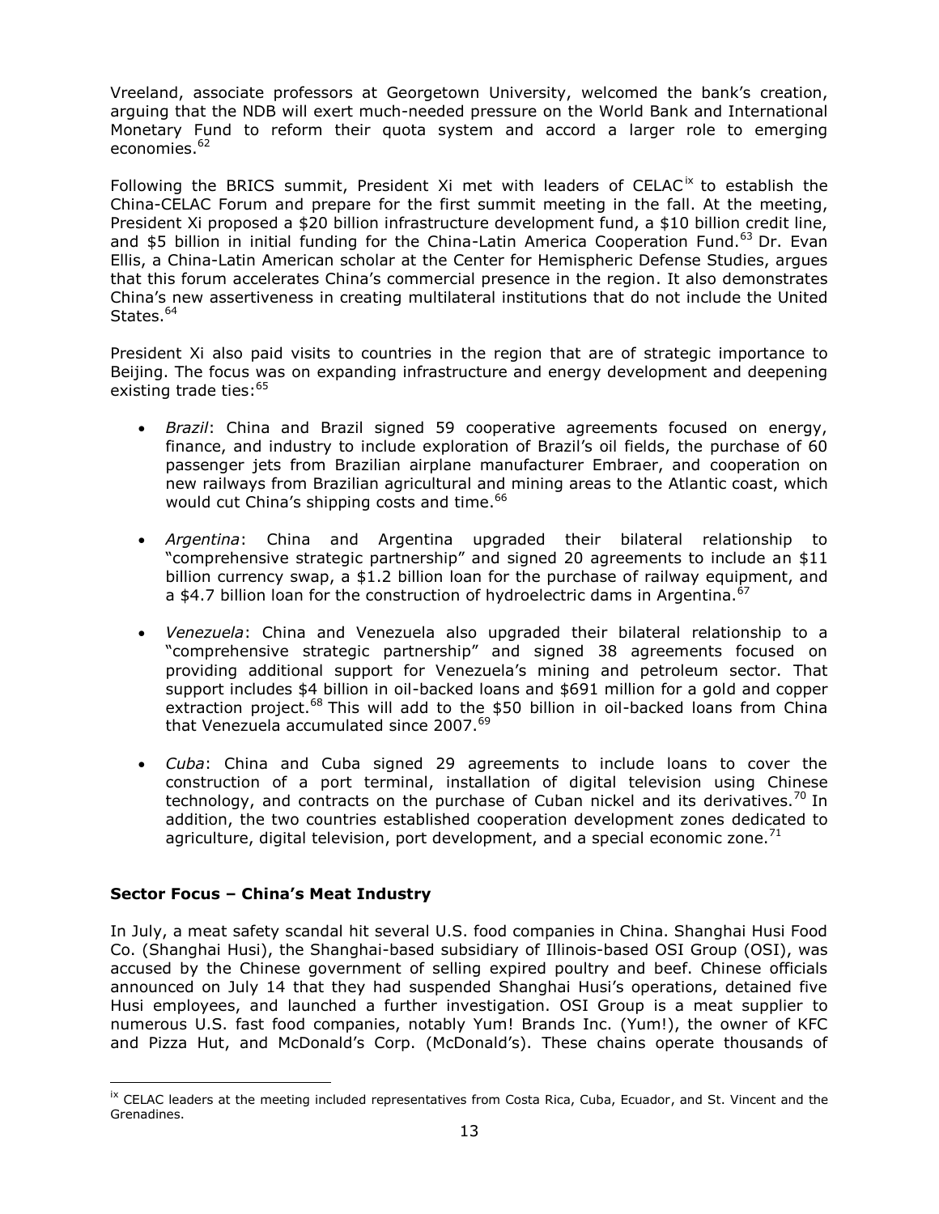Vreeland, associate professors at Georgetown University, welcomed the bank's creation, arguing that the NDB will exert much-needed pressure on the World Bank and International Monetary Fund to reform their quota system and accord a larger role to emerging economies.[62]

Following the BRICS summit, President Xi met with leaders of CELAC[ix] to establish the China-CELAC Forum and prepare for the first summit meeting in the fall. At the meeting, President Xi proposed a $20 billion infrastructure development fund, a $10 billion credit line, and $5 billion in initial funding for the China-Latin America Cooperation Fund.[63] Dr. Evan Ellis, a China-Latin American scholar at the Center for Hemispheric Defense Studies, argues that this forum accelerates China's commercial presence in the region. It also demonstrates China's new assertiveness in creating multilateral institutions that do not include the United States.[64]

President Xi also paid visits to countries in the region that are of strategic importance to Beijing. The focus was on expanding infrastructure and energy development and deepening existing trade ties:[65]

- *Brazil*: China and Brazil signed 59 cooperative agreements focused on energy, finance, and industry to include exploration of Brazil's oil fields, the purchase of 60 passenger jets from Brazilian airplane manufacturer Embraer, and cooperation on new railways from Brazilian agricultural and mining areas to the Atlantic coast, which would cut China's shipping costs and time.[66]

- *Argentina*: China and Argentina upgraded their bilateral relationship to "comprehensive strategic partnership" and signed 20 agreements to include an $11 billion currency swap, a $1.2 billion loan for the purchase of railway equipment, and a $4.7 billion loan for the construction of hydroelectric dams in Argentina.[67]

- *Venezuela*: China and Venezuela also upgraded their bilateral relationship to a "comprehensive strategic partnership" and signed 38 agreements focused on providing additional support for Venezuela's mining and petroleum sector. That support includes $4 billion in oil-backed loans and $691 million for a gold and copper extraction project.[68] This will add to the $50 billion in oil-backed loans from China that Venezuela accumulated since 2007.[69]

- *Cuba*: China and Cuba signed 29 agreements to include loans to cover the construction of a port terminal, installation of digital television using Chinese technology, and contracts on the purchase of Cuban nickel and its derivatives.[70] In addition, the two countries established cooperation development zones dedicated to agriculture, digital television, port development, and a special economic zone.[71]

### Sector Focus – China's Meat Industry

In July, a meat safety scandal hit several U.S. food companies in China. Shanghai Husi Food Co. (Shanghai Husi), the Shanghai-based subsidiary of Illinois-based OSI Group (OSI), was accused by the Chinese government of selling expired poultry and beef. Chinese officials announced on July 14 that they had suspended Shanghai Husi's operations, detained five Husi employees, and launched a further investigation. OSI Group is a meat supplier to numerous U.S. fast food companies, notably Yum! Brands Inc. (Yum!), the owner of KFC and Pizza Hut, and McDonald's Corp. (McDonald's). These chains operate thousands of

---

[ix] CELAC leaders at the meeting included representatives from Costa Rica, Cuba, Ecuador, and St. Vincent and the Grenadines.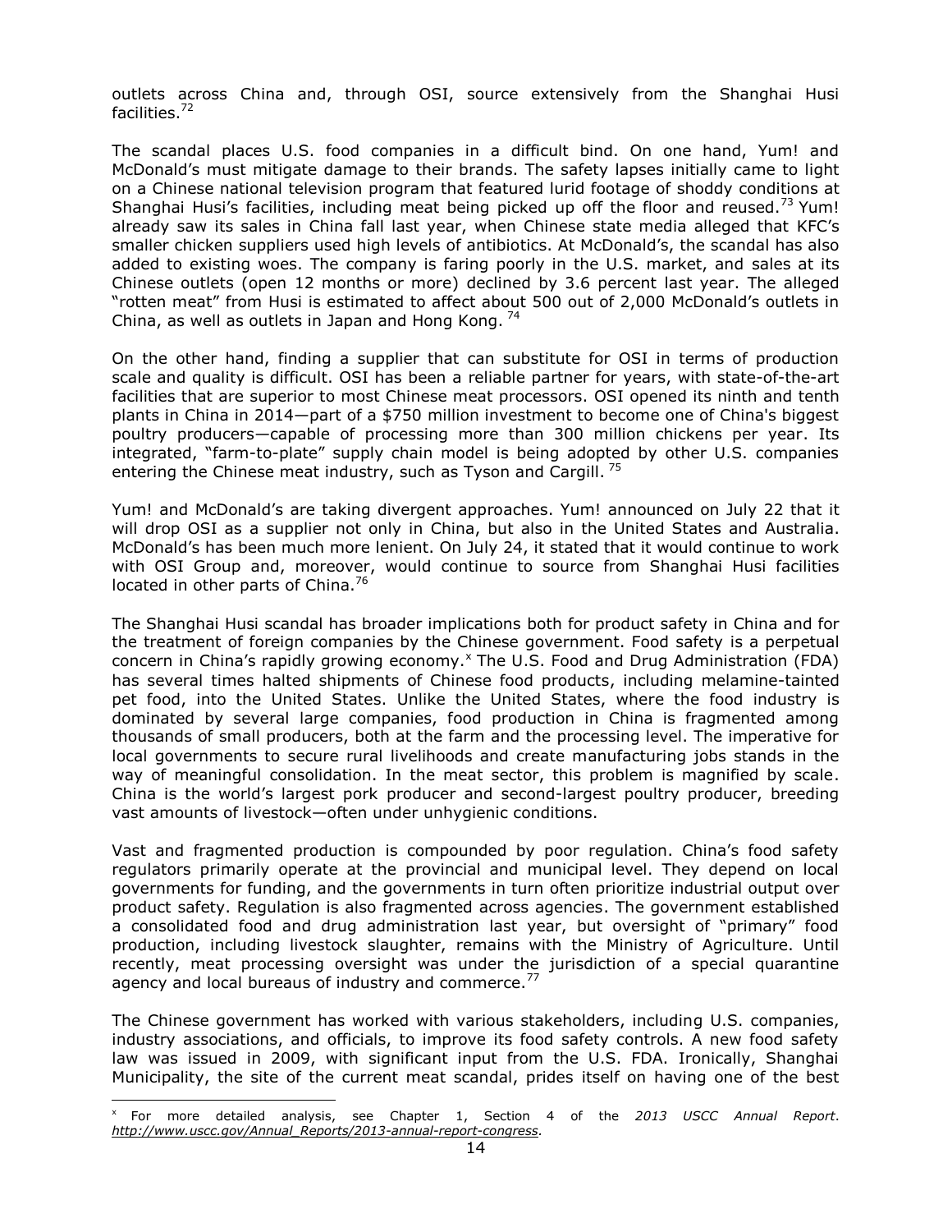outlets across China and, through OSI, source extensively from the Shanghai Husi facilities.[72]

The scandal places U.S. food companies in a difficult bind. On one hand, Yum! and McDonald's must mitigate damage to their brands. The safety lapses initially came to light on a Chinese national television program that featured lurid footage of shoddy conditions at Shanghai Husi's facilities, including meat being picked up off the floor and reused.[73] Yum! already saw its sales in China fall last year, when Chinese state media alleged that KFC's smaller chicken suppliers used high levels of antibiotics. At McDonald's, the scandal has also added to existing woes. The company is faring poorly in the U.S. market, and sales at its Chinese outlets (open 12 months or more) declined by 3.6 percent last year. The alleged "rotten meat" from Husi is estimated to affect about 500 out of 2,000 McDonald's outlets in China, as well as outlets in Japan and Hong Kong.[74]

On the other hand, finding a supplier that can substitute for OSI in terms of production scale and quality is difficult. OSI has been a reliable partner for years, with state-of-the-art facilities that are superior to most Chinese meat processors. OSI opened its ninth and tenth plants in China in 2014—part of a $750 million investment to become one of China's biggest poultry producers—capable of processing more than 300 million chickens per year. Its integrated, "farm-to-plate" supply chain model is being adopted by other U.S. companies entering the Chinese meat industry, such as Tyson and Cargill.[75]

Yum! and McDonald's are taking divergent approaches. Yum! announced on July 22 that it will drop OSI as a supplier not only in China, but also in the United States and Australia. McDonald's has been much more lenient. On July 24, it stated that it would continue to work with OSI Group and, moreover, would continue to source from Shanghai Husi facilities located in other parts of China.[76]

The Shanghai Husi scandal has broader implications both for product safety in China and for the treatment of foreign companies by the Chinese government. Food safety is a perpetual concern in China's rapidly growing economy.[x] The U.S. Food and Drug Administration (FDA) has several times halted shipments of Chinese food products, including melamine-tainted pet food, into the United States. Unlike the United States, where the food industry is dominated by several large companies, food production in China is fragmented among thousands of small producers, both at the farm and the processing level. The imperative for local governments to secure rural livelihoods and create manufacturing jobs stands in the way of meaningful consolidation. In the meat sector, this problem is magnified by scale. China is the world's largest pork producer and second-largest poultry producer, breeding vast amounts of livestock—often under unhygienic conditions.

Vast and fragmented production is compounded by poor regulation. China's food safety regulators primarily operate at the provincial and municipal level. They depend on local governments for funding, and the governments in turn often prioritize industrial output over product safety. Regulation is also fragmented across agencies. The government established a consolidated food and drug administration last year, but oversight of "primary" food production, including livestock slaughter, remains with the Ministry of Agriculture. Until recently, meat processing oversight was under the jurisdiction of a special quarantine agency and local bureaus of industry and commerce.[77]

The Chinese government has worked with various stakeholders, including U.S. companies, industry associations, and officials, to improve its food safety controls. A new food safety law was issued in 2009, with significant input from the U.S. FDA. Ironically, Shanghai Municipality, the site of the current meat scandal, prides itself on having one of the best

---

[x] For more detailed analysis, see Chapter 1, Section 4 of the *2013 USCC Annual Report*. *http://www.uscc.gov/Annual_Reports/2013-annual-report-congress*.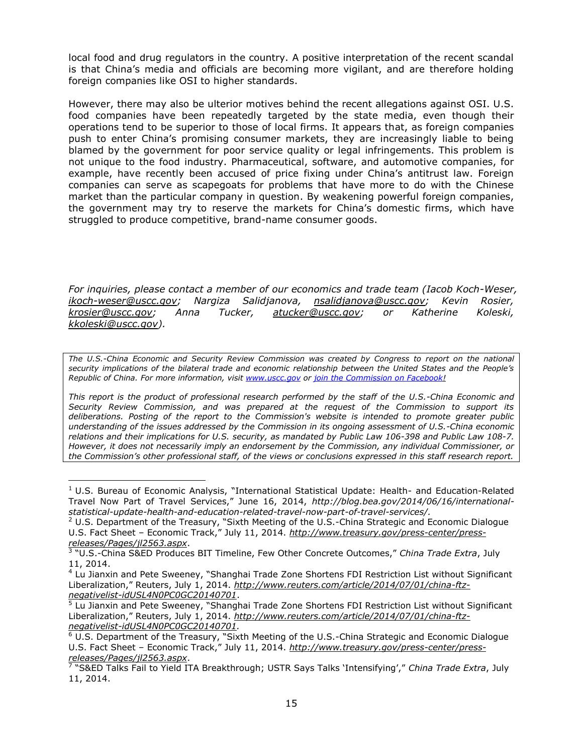local food and drug regulators in the country. A positive interpretation of the recent scandal is that China's media and officials are becoming more vigilant, and are therefore holding foreign companies like OSI to higher standards.

However, there may also be ulterior motives behind the recent allegations against OSI. U.S. food companies have been repeatedly targeted by the state media, even though their operations tend to be superior to those of local firms. It appears that, as foreign companies push to enter China's promising consumer markets, they are increasingly liable to being blamed by the government for poor service quality or legal infringements. This problem is not unique to the food industry. Pharmaceutical, software, and automotive companies, for example, have recently been accused of price fixing under China's antitrust law. Foreign companies can serve as scapegoats for problems that have more to do with the Chinese market than the particular company in question. By weakening powerful foreign companies, the government may try to reserve the markets for China's domestic firms, which have struggled to produce competitive, brand-name consumer goods.

*For inquiries, please contact a member of our economics and trade team (Iacob Koch-Weser, ikoch-weser@uscc.gov; Nargiza Salidjanova, nsalidjanova@uscc.gov; Kevin Rosier, krosier@uscc.gov; Anna Tucker, atucker@uscc.gov; or Katherine Koleski, kkoleski@uscc.gov).*

*The U.S.-China Economic and Security Review Commission was created by Congress to report on the national security implications of the bilateral trade and economic relationship between the United States and the People's Republic of China. For more information, visit www.uscc.gov or join the Commission on Facebook!*

*This report is the product of professional research performed by the staff of the U.S.-China Economic and Security Review Commission, and was prepared at the request of the Commission to support its deliberations. Posting of the report to the Commission's website is intended to promote greater public understanding of the issues addressed by the Commission in its ongoing assessment of U.S.-China economic relations and their implications for U.S. security, as mandated by Public Law 106-398 and Public Law 108-7. However, it does not necessarily imply an endorsement by the Commission, any individual Commissioner, or the Commission's other professional staff, of the views or conclusions expressed in this staff research report.*

---

[1] U.S. Bureau of Economic Analysis, "International Statistical Update: Health- and Education-Related Travel Now Part of Travel Services," June 16, 2014, *http://blog.bea.gov/2014/06/16/international-statistical-update-health-and-education-related-travel-now-part-of-travel-services/.*

[2] U.S. Department of the Treasury, "Sixth Meeting of the U.S.-China Strategic and Economic Dialogue U.S. Fact Sheet – Economic Track," July 11, 2014. *http://www.treasury.gov/press-center/press-releases/Pages/jl2563.aspx*.

[3] "U.S.-China S&ED Produces BIT Timeline, Few Other Concrete Outcomes," *China Trade Extra*, July 11, 2014.

[4] Lu Jianxin and Pete Sweeney, "Shanghai Trade Zone Shortens FDI Restriction List without Significant Liberalization," Reuters, July 1, 2014. *http://www.reuters.com/article/2014/07/01/china-ftz-negativelist-idUSL4N0PC0GC20140701*.

[5] Lu Jianxin and Pete Sweeney, "Shanghai Trade Zone Shortens FDI Restriction List without Significant Liberalization," Reuters, July 1, 2014. *http://www.reuters.com/article/2014/07/01/china-ftz-negativelist-idUSL4N0PC0GC20140701*.

[6] U.S. Department of the Treasury, "Sixth Meeting of the U.S.-China Strategic and Economic Dialogue U.S. Fact Sheet – Economic Track," July 11, 2014. *http://www.treasury.gov/press-center/press-releases/Pages/jl2563.aspx*.

[7] "S&ED Talks Fail to Yield ITA Breakthrough; USTR Says Talks 'Intensifying'," *China Trade Extra*, July 11, 2014.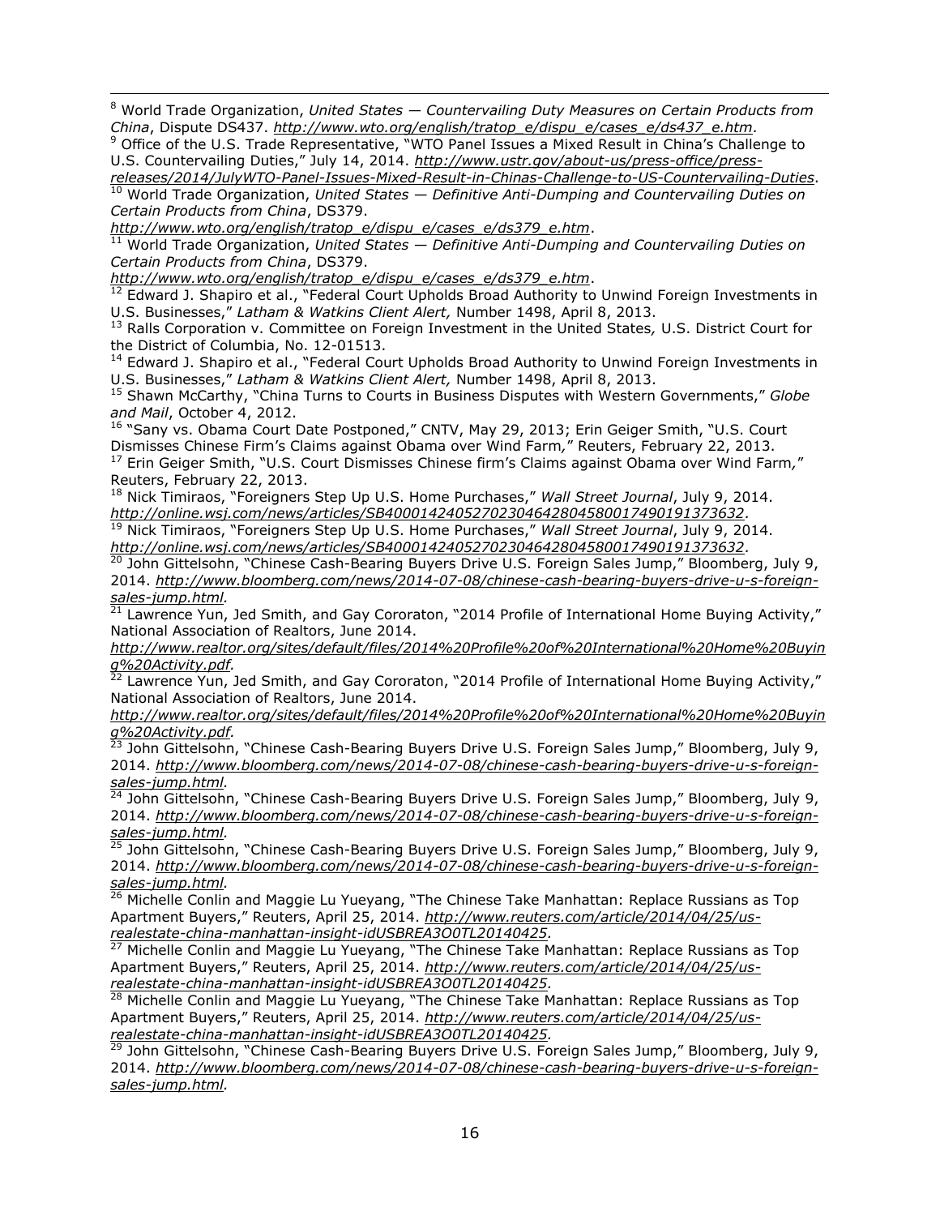[8] World Trade Organization, *United States — Countervailing Duty Measures on Certain Products from China*, Dispute DS437. *http://www.wto.org/english/tratop_e/dispu_e/cases_e/ds437_e.htm.*

[9] Office of the U.S. Trade Representative, "WTO Panel Issues a Mixed Result in China's Challenge to U.S. Countervailing Duties," July 14, 2014. *http://www.ustr.gov/about-us/press-office/press-releases/2014/JulyWTO-Panel-Issues-Mixed-Result-in-Chinas-Challenge-to-US-Countervailing-Duties*.

[10] World Trade Organization, *United States — Definitive Anti-Dumping and Countervailing Duties on Certain Products from China*, DS379. *http://www.wto.org/english/tratop_e/dispu_e/cases_e/ds379_e.htm*.

[11] World Trade Organization, *United States — Definitive Anti-Dumping and Countervailing Duties on Certain Products from China*, DS379. *http://www.wto.org/english/tratop_e/dispu_e/cases_e/ds379_e.htm*.

[12] Edward J. Shapiro et al., "Federal Court Upholds Broad Authority to Unwind Foreign Investments in U.S. Businesses," *Latham & Watkins Client Alert,* Number 1498, April 8, 2013.

[13] Ralls Corporation v. Committee on Foreign Investment in the United States*,* U.S. District Court for the District of Columbia, No. 12-01513.

[14] Edward J. Shapiro et al., "Federal Court Upholds Broad Authority to Unwind Foreign Investments in U.S. Businesses," *Latham & Watkins Client Alert,* Number 1498, April 8, 2013.

[15] Shawn McCarthy, "China Turns to Courts in Business Disputes with Western Governments," *Globe and Mail*, October 4, 2012.

[16] "Sany vs. Obama Court Date Postponed," CNTV, May 29, 2013; Erin Geiger Smith, "U.S. Court Dismisses Chinese Firm's Claims against Obama over Wind Farm*,*" Reuters, February 22, 2013.

[17] Erin Geiger Smith, "U.S. Court Dismisses Chinese firm's Claims against Obama over Wind Farm*,*" Reuters, February 22, 2013.

[18] Nick Timiraos, "Foreigners Step Up U.S. Home Purchases," *Wall Street Journal*, July 9, 2014. *http://online.wsj.com/news/articles/SB40001424052702304642804580017490191373632.*

[19] Nick Timiraos, "Foreigners Step Up U.S. Home Purchases," *Wall Street Journal*, July 9, 2014. *http://online.wsj.com/news/articles/SB40001424052702304642804580017490191373632.*

[20] John Gittelsohn, "Chinese Cash-Bearing Buyers Drive U.S. Foreign Sales Jump," Bloomberg, July 9, 2014. *http://www.bloomberg.com/news/2014-07-08/chinese-cash-bearing-buyers-drive-u-s-foreign-sales-jump.html.*

[21] Lawrence Yun, Jed Smith, and Gay Cororaton, "2014 Profile of International Home Buying Activity," National Association of Realtors, June 2014. *http://www.realtor.org/sites/default/files/2014%20Profile%20of%20International%20Home%20Buying%20Activity.pdf.*

[22] Lawrence Yun, Jed Smith, and Gay Cororaton, "2014 Profile of International Home Buying Activity," National Association of Realtors, June 2014. *http://www.realtor.org/sites/default/files/2014%20Profile%20of%20International%20Home%20Buying%20Activity.pdf.*

[23] John Gittelsohn, "Chinese Cash-Bearing Buyers Drive U.S. Foreign Sales Jump," Bloomberg, July 9, 2014. *http://www.bloomberg.com/news/2014-07-08/chinese-cash-bearing-buyers-drive-u-s-foreign-sales-jump.html.*

[24] John Gittelsohn, "Chinese Cash-Bearing Buyers Drive U.S. Foreign Sales Jump," Bloomberg, July 9, 2014. *http://www.bloomberg.com/news/2014-07-08/chinese-cash-bearing-buyers-drive-u-s-foreign-sales-jump.html.*

[25] John Gittelsohn, "Chinese Cash-Bearing Buyers Drive U.S. Foreign Sales Jump," Bloomberg, July 9, 2014. *http://www.bloomberg.com/news/2014-07-08/chinese-cash-bearing-buyers-drive-u-s-foreign-sales-jump.html.*

[26] Michelle Conlin and Maggie Lu Yueyang, "The Chinese Take Manhattan: Replace Russians as Top Apartment Buyers," Reuters, April 25, 2014. *http://www.reuters.com/article/2014/04/25/us-realestate-china-manhattan-insight-idUSBREA3O0TL20140425.*

[27] Michelle Conlin and Maggie Lu Yueyang, "The Chinese Take Manhattan: Replace Russians as Top Apartment Buyers," Reuters, April 25, 2014. *http://www.reuters.com/article/2014/04/25/us-realestate-china-manhattan-insight-idUSBREA3O0TL20140425.*

[28] Michelle Conlin and Maggie Lu Yueyang, "The Chinese Take Manhattan: Replace Russians as Top Apartment Buyers," Reuters, April 25, 2014. *http://www.reuters.com/article/2014/04/25/us-realestate-china-manhattan-insight-idUSBREA3O0TL20140425.*

[29] John Gittelsohn, "Chinese Cash-Bearing Buyers Drive U.S. Foreign Sales Jump," Bloomberg, July 9, 2014. *http://www.bloomberg.com/news/2014-07-08/chinese-cash-bearing-buyers-drive-u-s-foreign-sales-jump.html.*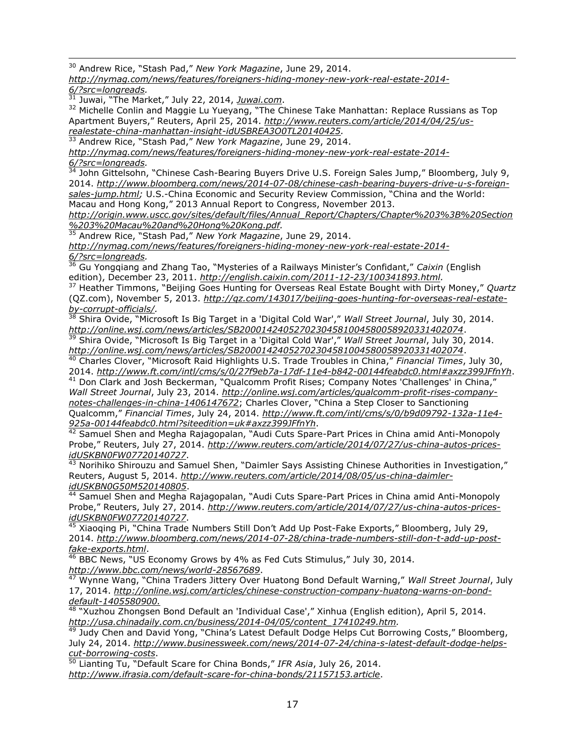[30] Andrew Rice, "Stash Pad," *New York Magazine*, June 29, 2014. *http://nymag.com/news/features/foreigners-hiding-money-new-york-real-estate-2014-6/?src=longreads.*

[31] Juwai, "The Market," July 22, 2014, *Juwai.com*.

[32] Michelle Conlin and Maggie Lu Yueyang, "The Chinese Take Manhattan: Replace Russians as Top Apartment Buyers," Reuters, April 25, 2014. *http://www.reuters.com/article/2014/04/25/us-realestate-china-manhattan-insight-idUSBREA3O0TL20140425.*

[33] Andrew Rice, "Stash Pad," *New York Magazine*, June 29, 2014. *http://nymag.com/news/features/foreigners-hiding-money-new-york-real-estate-2014-6/?src=longreads.*

[34] John Gittelsohn, "Chinese Cash-Bearing Buyers Drive U.S. Foreign Sales Jump," Bloomberg, July 9, 2014. *http://www.bloomberg.com/news/2014-07-08/chinese-cash-bearing-buyers-drive-u-s-foreign-sales-jump.html;* U.S.-China Economic and Security Review Commission, "China and the World: Macau and Hong Kong," 2013 Annual Report to Congress, November 2013. *http://origin.www.uscc.gov/sites/default/files/Annual_Report/Chapters/Chapter%203%3B%20Section%203%20Macau%20and%20Hong%20Kong.pdf.*

[35] Andrew Rice, "Stash Pad," *New York Magazine*, June 29, 2014. *http://nymag.com/news/features/foreigners-hiding-money-new-york-real-estate-2014-6/?src=longreads.*

[36] Gu Yongqiang and Zhang Tao, "Mysteries of a Railways Minister's Confidant," *Caixin* (English edition), December 23, 2011. *http://english.caixin.com/2011-12-23/100341893.html.*

[37] Heather Timmons, "Beijing Goes Hunting for Overseas Real Estate Bought with Dirty Money," *Quartz* (QZ.com), November 5, 2013. *http://qz.com/143017/beijing-goes-hunting-for-overseas-real-estate-by-corrupt-officials/.*

[38] Shira Ovide, "Microsoft Is Big Target in a 'Digital Cold War'," *Wall Street Journal*, July 30, 2014. *http://online.wsj.com/news/articles/SB20001424052702304581004580058920331402074*.

[39] Shira Ovide, "Microsoft Is Big Target in a 'Digital Cold War'," *Wall Street Journal*, July 30, 2014. *http://online.wsj.com/news/articles/SB20001424052702304581004580058920331402074*.

[40] Charles Clover, "Microsoft Raid Highlights U.S. Trade Troubles in China," *Financial Times*, July 30, 2014. *http://www.ft.com/intl/cms/s/0/27f9eb7a-17df-11e4-b842-00144feabdc0.html#axzz399JFfnYh*.

[41] Don Clark and Josh Beckerman, "Qualcomm Profit Rises; Company Notes 'Challenges' in China," *Wall Street Journal*, July 23, 2014. *http://online.wsj.com/articles/qualcomm-profit-rises-company-notes-challenges-in-china-1406147672*; Charles Clover, "China a Step Closer to Sanctioning Qualcomm," *Financial Times*, July 24, 2014. *http://www.ft.com/intl/cms/s/0/b9d09792-132a-11e4-925a-00144feabdc0.html?siteedition=uk#axzz399JFfnYh*.

[42] Samuel Shen and Megha Rajagopalan, "Audi Cuts Spare-Part Prices in China amid Anti-Monopoly Probe," Reuters, July 27, 2014. *http://www.reuters.com/article/2014/07/27/us-china-autos-prices-idUSKBN0FW07720140727*.

[43] Norihiko Shirouzu and Samuel Shen, "Daimler Says Assisting Chinese Authorities in Investigation," Reuters, August 5, 2014. *http://www.reuters.com/article/2014/08/05/us-china-daimler-idUSKBN0G50M520140805*.

[44] Samuel Shen and Megha Rajagopalan, "Audi Cuts Spare-Part Prices in China amid Anti-Monopoly Probe," Reuters, July 27, 2014. *http://www.reuters.com/article/2014/07/27/us-china-autos-prices-idUSKBN0FW07720140727*.

[45] Xiaoqing Pi, "China Trade Numbers Still Don't Add Up Post-Fake Exports," Bloomberg, July 29, 2014. *http://www.bloomberg.com/news/2014-07-28/china-trade-numbers-still-don-t-add-up-post-fake-exports.html*.

[46] BBC News, "US Economy Grows by 4% as Fed Cuts Stimulus," July 30, 2014. *http://www.bbc.com/news/world-28567689*.

[47] Wynne Wang, "China Traders Jittery Over Huatong Bond Default Warning," *Wall Street Journal*, July 17, 2014. *http://online.wsj.com/articles/chinese-construction-company-huatong-warns-on-bond-default-1405580900.*

[48] "Xuzhou Zhongsen Bond Default an 'Individual Case'," Xinhua (English edition), April 5, 2014. *http://usa.chinadaily.com.cn/business/2014-04/05/content_17410249.htm.*

[49] Judy Chen and David Yong, "China's Latest Default Dodge Helps Cut Borrowing Costs," Bloomberg, July 24, 2014. *http://www.businessweek.com/news/2014-07-24/china-s-latest-default-dodge-helps-cut-borrowing-costs*.

[50] Lianting Tu, "Default Scare for China Bonds," *IFR Asia*, July 26, 2014. *http://www.ifrasia.com/default-scare-for-china-bonds/21157153.article*.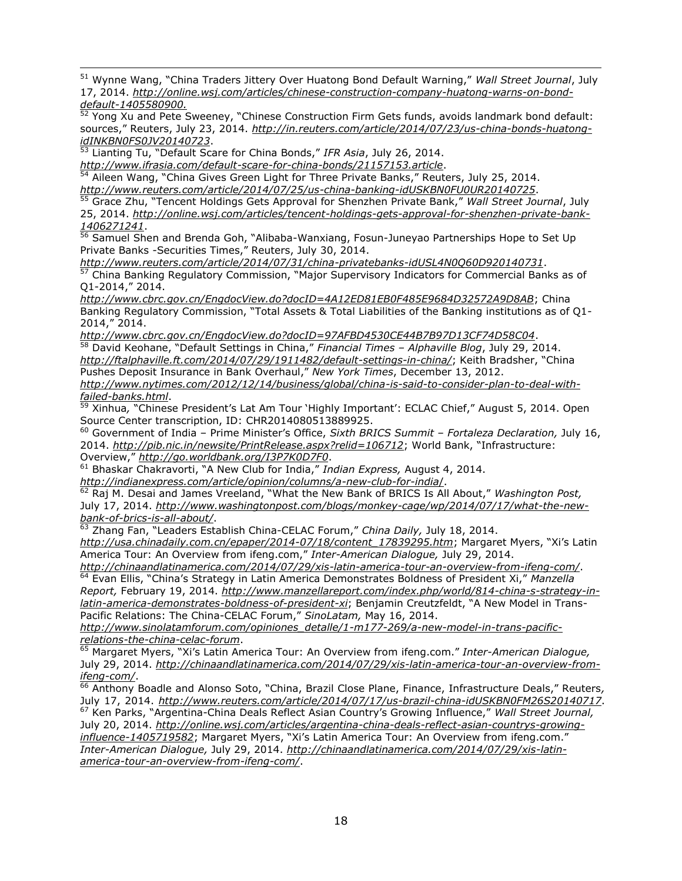[51] Wynne Wang, "China Traders Jittery Over Huatong Bond Default Warning," *Wall Street Journal*, July 17, 2014. *http://online.wsj.com/articles/chinese-construction-company-huatong-warns-on-bond-default-1405580900.*

[52] Yong Xu and Pete Sweeney, "Chinese Construction Firm Gets funds, avoids landmark bond default: sources," Reuters, July 23, 2014. *http://in.reuters.com/article/2014/07/23/us-china-bonds-huatong-idINKBN0FS0JV20140723*.

[53] Lianting Tu, "Default Scare for China Bonds," *IFR Asia*, July 26, 2014. *http://www.ifrasia.com/default-scare-for-china-bonds/21157153.article*.

[54] Aileen Wang, "China Gives Green Light for Three Private Banks," Reuters, July 25, 2014. *http://www.reuters.com/article/2014/07/25/us-china-banking-idUSKBN0FU0UR20140725*.

[55] Grace Zhu, "Tencent Holdings Gets Approval for Shenzhen Private Bank," *Wall Street Journal*, July 25, 2014. *http://online.wsj.com/articles/tencent-holdings-gets-approval-for-shenzhen-private-bank-1406271241*.

[56] Samuel Shen and Brenda Goh, "Alibaba-Wanxiang, Fosun-Juneyao Partnerships Hope to Set Up Private Banks -Securities Times," Reuters, July 30, 2014. *http://www.reuters.com/article/2014/07/31/china-privatebanks-idUSL4N0Q60D920140731*.

[57] China Banking Regulatory Commission, "Major Supervisory Indicators for Commercial Banks as of Q1-2014," 2014. *http://www.cbrc.gov.cn/EngdocView.do?docID=4A12ED81EB0F485E9684D32572A9D8AB*; China Banking Regulatory Commission, "Total Assets & Total Liabilities of the Banking institutions as of Q1-2014," 2014. *http://www.cbrc.gov.cn/EngdocView.do?docID=97AFBD4530CE44B7B97D13CF74D58C04*.

[58] David Keohane, "Default Settings in China," *Financial Times – Alphaville Blog*, July 29, 2014. *http://ftalphaville.ft.com/2014/07/29/1911482/default-settings-in-china/*; Keith Bradsher, "China Pushes Deposit Insurance in Bank Overhaul," *New York Times*, December 13, 2012. *http://www.nytimes.com/2012/12/14/business/global/china-is-said-to-consider-plan-to-deal-with-failed-banks.html*.

[59] Xinhua, "Chinese President's Lat Am Tour 'Highly Important': ECLAC Chief," August 5, 2014. Open Source Center transcription, ID: CHR2014080513889925.

[60] Government of India – Prime Minister's Office, *Sixth BRICS Summit – Fortaleza Declaration,* July 16, 2014. *http://pib.nic.in/newsite/PrintRelease.aspx?relid=106712*; World Bank, "Infrastructure: Overview," *http://go.worldbank.org/I3P7K0D7F0*.

[61] Bhaskar Chakravorti, "A New Club for India," *Indian Express,* August 4, 2014. *http://indianexpress.com/article/opinion/columns/a-new-club-for-india/*.

[62] Raj M. Desai and James Vreeland, "What the New Bank of BRICS Is All About," *Washington Post,* July 17, 2014. *http://www.washingtonpost.com/blogs/monkey-cage/wp/2014/07/17/what-the-new-bank-of-brics-is-all-about/*.

[63] Zhang Fan, "Leaders Establish China-CELAC Forum," *China Daily,* July 18, 2014. *http://usa.chinadaily.com.cn/epaper/2014-07/18/content_17839295.htm*; Margaret Myers, "Xi's Latin America Tour: An Overview from ifeng.com," *Inter-American Dialogue,* July 29, 2014. *http://chinaandlatinamerica.com/2014/07/29/xis-latin-america-tour-an-overview-from-ifeng-com/*.

[64] Evan Ellis, "China's Strategy in Latin America Demonstrates Boldness of President Xi," *Manzella Report,* February 19, 2014. *http://www.manzellareport.com/index.php/world/814-china-s-strategy-in-latin-america-demonstrates-boldness-of-president-xi*; Benjamin Creutzfeldt, "A New Model in Trans-Pacific Relations: The China-CELAC Forum," *SinoLatam,* May 16, 2014. *http://www.sinolatamforum.com/opiniones_detalle/1-m177-269/a-new-model-in-trans-pacific-relations-the-china-celac-forum*.

[65] Margaret Myers, "Xi's Latin America Tour: An Overview from ifeng.com." *Inter-American Dialogue,* July 29, 2014. *http://chinaandlatinamerica.com/2014/07/29/xis-latin-america-tour-an-overview-from-ifeng-com/*.

[66] Anthony Boadle and Alonso Soto, "China, Brazil Close Plane, Finance, Infrastructure Deals," Reuters*,* July 17, 2014. *http://www.reuters.com/article/2014/07/17/us-brazil-china-idUSKBN0FM26S20140717*.

[67] Ken Parks, "Argentina-China Deals Reflect Asian Country's Growing Influence," *Wall Street Journal,* July 20, 2014. *http://online.wsj.com/articles/argentina-china-deals-reflect-asian-countrys-growing-influence-1405719582*; Margaret Myers, "Xi's Latin America Tour: An Overview from ifeng.com." *Inter-American Dialogue,* July 29, 2014. *http://chinaandlatinamerica.com/2014/07/29/xis-latin-america-tour-an-overview-from-ifeng-com/*.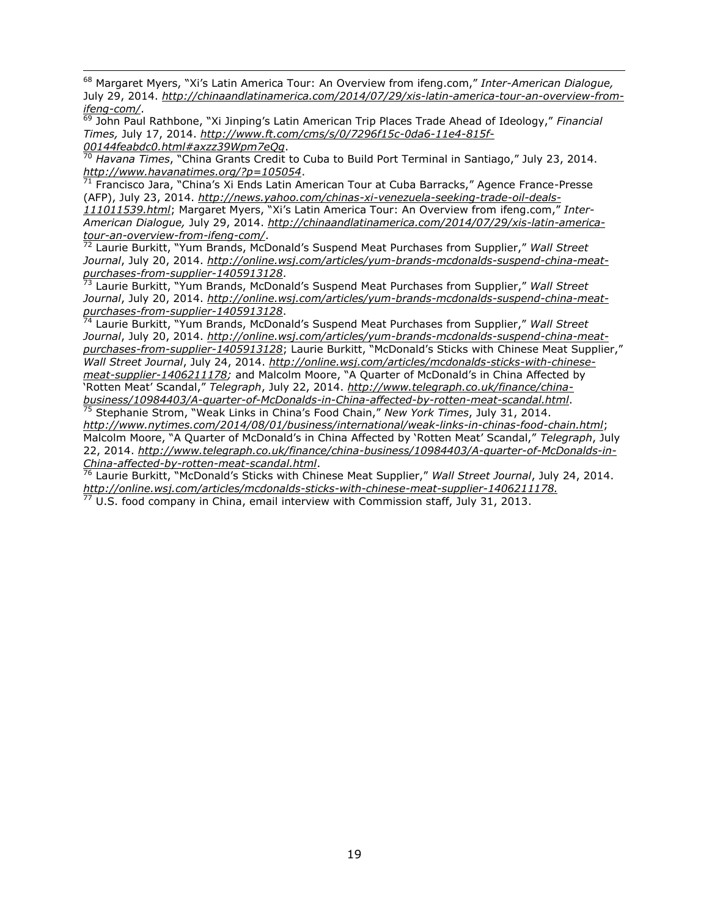[68] Margaret Myers, "Xi's Latin America Tour: An Overview from ifeng.com," *Inter-American Dialogue,* July 29, 2014. *http://chinaandlatinamerica.com/2014/07/29/xis-latin-america-tour-an-overview-from-ifeng-com/*.

[69] John Paul Rathbone, "Xi Jinping's Latin American Trip Places Trade Ahead of Ideology," *Financial Times,* July 17, 2014. *http://www.ft.com/cms/s/0/7296f15c-0da6-11e4-815f-00144feabdc0.html#axzz39Wpm7eQg*.

[70] *Havana Times*, "China Grants Credit to Cuba to Build Port Terminal in Santiago," July 23, 2014. *http://www.havanatimes.org/?p=105054*.

[71] Francisco Jara, "China's Xi Ends Latin American Tour at Cuba Barracks," Agence France-Presse (AFP), July 23, 2014. *http://news.yahoo.com/chinas-xi-venezuela-seeking-trade-oil-deals-111011539.html*; Margaret Myers, "Xi's Latin America Tour: An Overview from ifeng.com," *Inter-American Dialogue,* July 29, 2014. *http://chinaandlatinamerica.com/2014/07/29/xis-latin-america-tour-an-overview-from-ifeng-com/*.

[72] Laurie Burkitt, "Yum Brands, McDonald's Suspend Meat Purchases from Supplier," *Wall Street Journal*, July 20, 2014. *http://online.wsj.com/articles/yum-brands-mcdonalds-suspend-china-meat-purchases-from-supplier-1405913128*.

[73] Laurie Burkitt, "Yum Brands, McDonald's Suspend Meat Purchases from Supplier," *Wall Street Journal*, July 20, 2014. *http://online.wsj.com/articles/yum-brands-mcdonalds-suspend-china-meat-purchases-from-supplier-1405913128*.

[74] Laurie Burkitt, "Yum Brands, McDonald's Suspend Meat Purchases from Supplier," *Wall Street Journal*, July 20, 2014. *http://online.wsj.com/articles/yum-brands-mcdonalds-suspend-china-meat-purchases-from-supplier-1405913128*; Laurie Burkitt, "McDonald's Sticks with Chinese Meat Supplier," *Wall Street Journal*, July 24, 2014. *http://online.wsj.com/articles/mcdonalds-sticks-with-chinese-meat-supplier-1406211178;* and Malcolm Moore, "A Quarter of McDonald's in China Affected by 'Rotten Meat' Scandal," *Telegraph*, July 22, 2014. *http://www.telegraph.co.uk/finance/china-business/10984403/A-quarter-of-McDonalds-in-China-affected-by-rotten-meat-scandal.html*.

[75] Stephanie Strom, "Weak Links in China's Food Chain," *New York Times*, July 31, 2014. *http://www.nytimes.com/2014/08/01/business/international/weak-links-in-chinas-food-chain.html*; Malcolm Moore, "A Quarter of McDonald's in China Affected by 'Rotten Meat' Scandal," *Telegraph*, July 22, 2014. *http://www.telegraph.co.uk/finance/china-business/10984403/A-quarter-of-McDonalds-in-China-affected-by-rotten-meat-scandal.html*.

[76] Laurie Burkitt, "McDonald's Sticks with Chinese Meat Supplier," *Wall Street Journal*, July 24, 2014. *http://online.wsj.com/articles/mcdonalds-sticks-with-chinese-meat-supplier-1406211178.*

[77] U.S. food company in China, email interview with Commission staff, July 31, 2013.